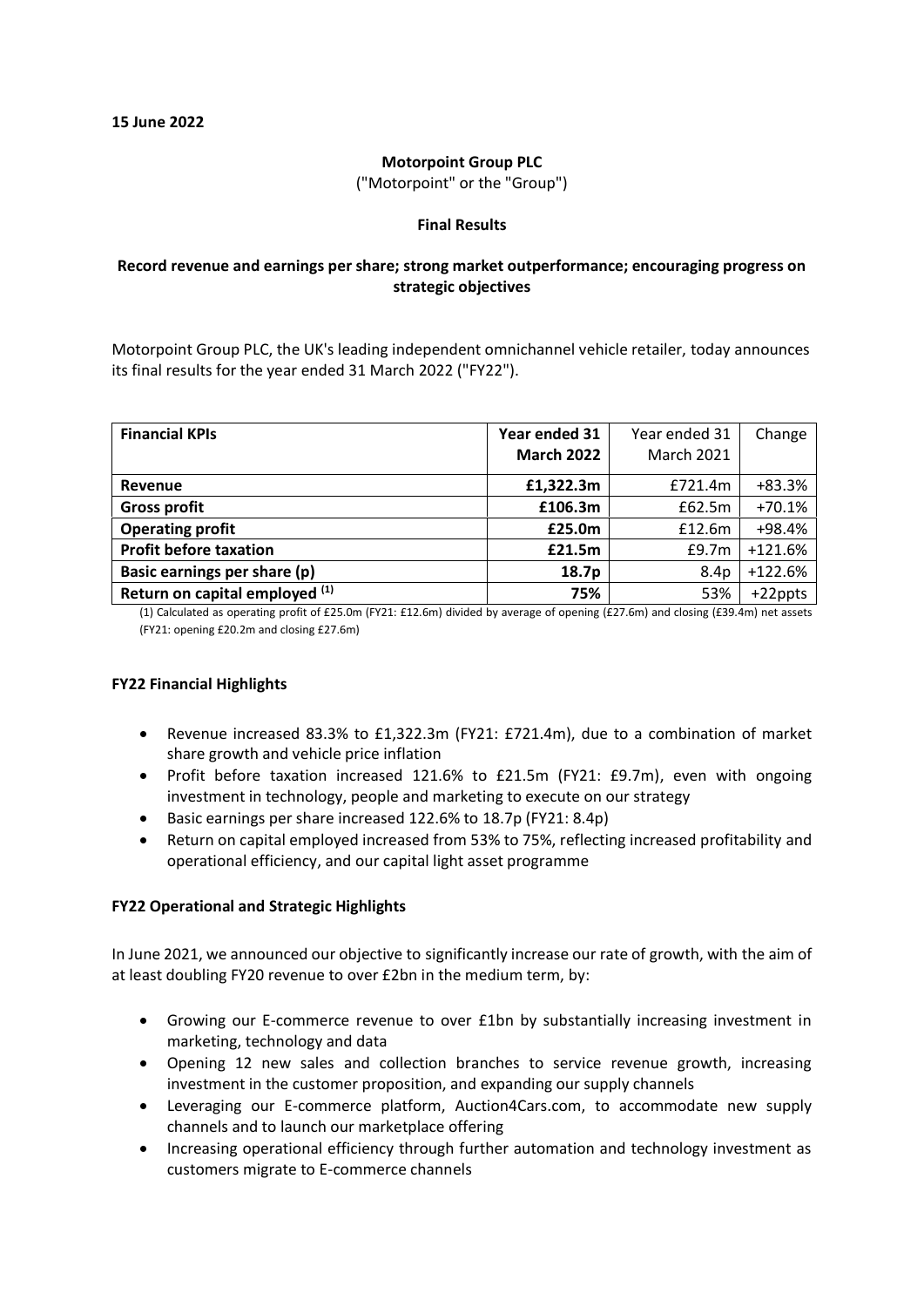**15 June 2022**

**Motorpoint Group PLC**

("Motorpoint" or the "Group")

**Final Results**

**Record revenue and earnings per share; strong market outperformance; encouraging progress on strategic objectives**

Motorpoint Group PLC, the UK's leading independent omnichannel vehicle retailer, today announces its final results for the year ended 31 March 2022 ("FY22").

| **Financial KPIs** | **Year ended 31 March 2022** | Year ended 31 March 2021 | Change |
|---|---|---|---|
| **Revenue** | **£1,322.3m** | £721.4m | +83.3% |
| **Gross profit** | **£106.3m** | £62.5m | +70.1% |
| **Operating profit** | **£25.0m** | £12.6m | +98.4% |
| **Profit before taxation** | **£21.5m** | £9.7m | +121.6% |
| **Basic earnings per share (p)** | **18.7p** | 8.4p | +122.6% |
| **Return on capital employed (1)** | **75%** | 53% | +22ppts |

(1) Calculated as operating profit of £25.0m (FY21: £12.6m) divided by average of opening (£27.6m) and closing (£39.4m) net assets (FY21: opening £20.2m and closing £27.6m)

**FY22 Financial Highlights**

- Revenue increased 83.3% to £1,322.3m (FY21: £721.4m), due to a combination of market share growth and vehicle price inflation
- Profit before taxation increased 121.6% to £21.5m (FY21: £9.7m), even with ongoing investment in technology, people and marketing to execute on our strategy
- Basic earnings per share increased 122.6% to 18.7p (FY21: 8.4p)
- Return on capital employed increased from 53% to 75%, reflecting increased profitability and operational efficiency, and our capital light asset programme

**FY22 Operational and Strategic Highlights**

In June 2021, we announced our objective to significantly increase our rate of growth, with the aim of at least doubling FY20 revenue to over £2bn in the medium term, by:

- Growing our E-commerce revenue to over £1bn by substantially increasing investment in marketing, technology and data
- Opening 12 new sales and collection branches to service revenue growth, increasing investment in the customer proposition, and expanding our supply channels
- Leveraging our E-commerce platform, Auction4Cars.com, to accommodate new supply channels and to launch our marketplace offering
- Increasing operational efficiency through further automation and technology investment as customers migrate to E-commerce channels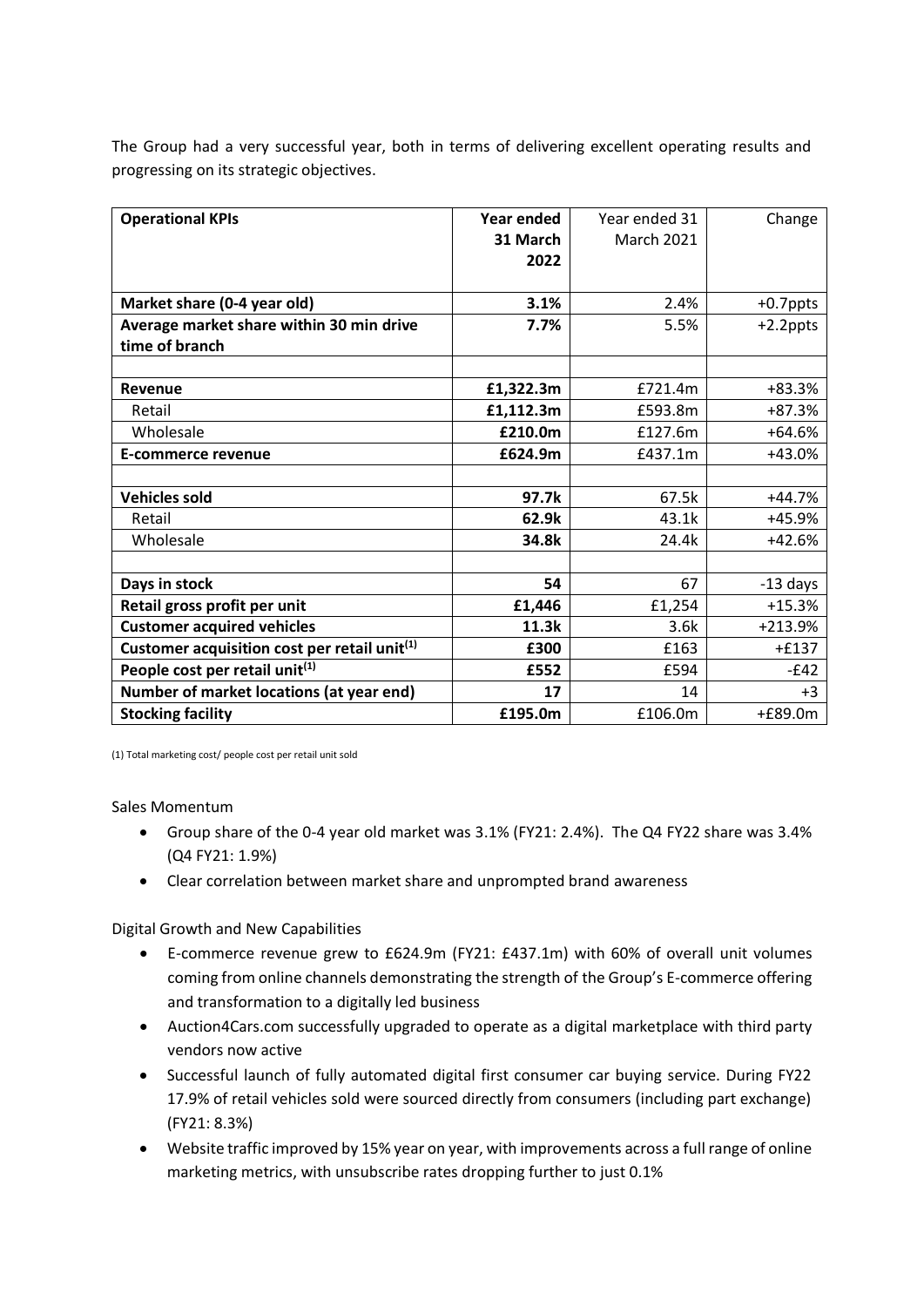The Group had a very successful year, both in terms of delivering excellent operating results and progressing on its strategic objectives.

| **Operational KPIs** | **Year ended 31 March 2022** | Year ended 31 March 2021 | Change |
|---|---|---|---|
| **Market share (0-4 year old)** | **3.1%** | 2.4% | +0.7ppts |
| **Average market share within 30 min drive time of branch** | **7.7%** | 5.5% | +2.2ppts |
| | | | |
| **Revenue** | **£1,322.3m** | £721.4m | +83.3% |
| Retail | **£1,112.3m** | £593.8m | +87.3% |
| Wholesale | **£210.0m** | £127.6m | +64.6% |
| **E-commerce revenue** | **£624.9m** | £437.1m | +43.0% |
| | | | |
| **Vehicles sold** | **97.7k** | 67.5k | +44.7% |
| Retail | **62.9k** | 43.1k | +45.9% |
| Wholesale | **34.8k** | 24.4k | +42.6% |
| | | | |
| **Days in stock** | **54** | 67 | -13 days |
| **Retail gross profit per unit** | **£1,446** | £1,254 | +15.3% |
| **Customer acquired vehicles** | **11.3k** | 3.6k | +213.9% |
| **Customer acquisition cost per retail unit[1]** | **£300** | £163 | +£137 |
| **People cost per retail unit[1]** | **£552** | £594 | -£42 |
| **Number of market locations (at year end)** | **17** | 14 | +3 |
| **Stocking facility** | **£195.0m** | £106.0m | +£89.0m |

(1) Total marketing cost/ people cost per retail unit sold

Sales Momentum

- Group share of the 0-4 year old market was 3.1% (FY21: 2.4%). The Q4 FY22 share was 3.4% (Q4 FY21: 1.9%)
- Clear correlation between market share and unprompted brand awareness

Digital Growth and New Capabilities

- E-commerce revenue grew to £624.9m (FY21: £437.1m) with 60% of overall unit volumes coming from online channels demonstrating the strength of the Group's E-commerce offering and transformation to a digitally led business
- Auction4Cars.com successfully upgraded to operate as a digital marketplace with third party vendors now active
- Successful launch of fully automated digital first consumer car buying service. During FY22 17.9% of retail vehicles sold were sourced directly from consumers (including part exchange) (FY21: 8.3%)
- Website traffic improved by 15% year on year, with improvements across a full range of online marketing metrics, with unsubscribe rates dropping further to just 0.1%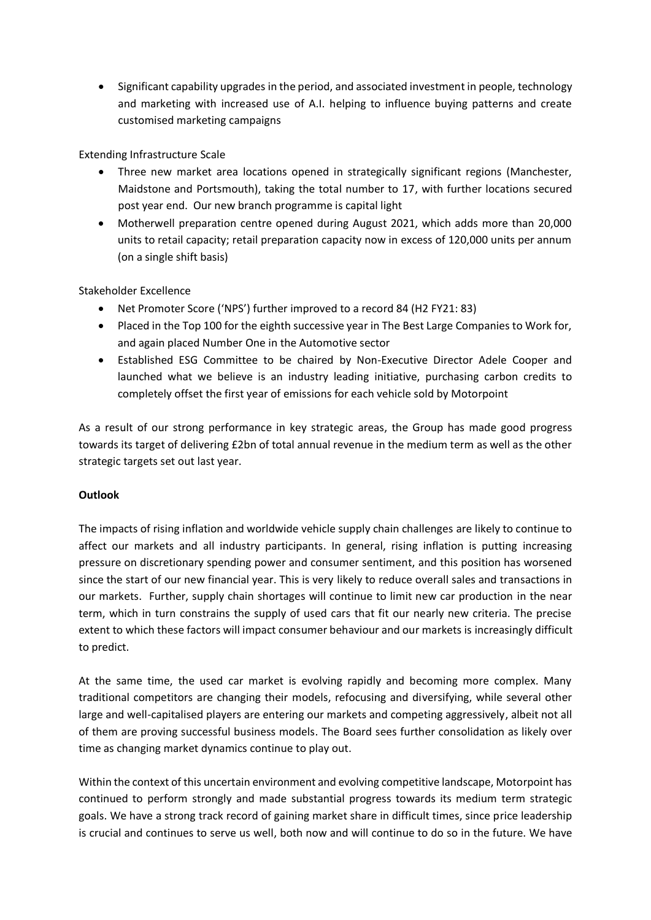- Significant capability upgrades in the period, and associated investment in people, technology and marketing with increased use of A.I. helping to influence buying patterns and create customised marketing campaigns

Extending Infrastructure Scale

- Three new market area locations opened in strategically significant regions (Manchester, Maidstone and Portsmouth), taking the total number to 17, with further locations secured post year end. Our new branch programme is capital light
- Motherwell preparation centre opened during August 2021, which adds more than 20,000 units to retail capacity; retail preparation capacity now in excess of 120,000 units per annum (on a single shift basis)

Stakeholder Excellence

- Net Promoter Score ('NPS') further improved to a record 84 (H2 FY21: 83)
- Placed in the Top 100 for the eighth successive year in The Best Large Companies to Work for, and again placed Number One in the Automotive sector
- Established ESG Committee to be chaired by Non-Executive Director Adele Cooper and launched what we believe is an industry leading initiative, purchasing carbon credits to completely offset the first year of emissions for each vehicle sold by Motorpoint

As a result of our strong performance in key strategic areas, the Group has made good progress towards its target of delivering £2bn of total annual revenue in the medium term as well as the other strategic targets set out last year.

**Outlook**

The impacts of rising inflation and worldwide vehicle supply chain challenges are likely to continue to affect our markets and all industry participants. In general, rising inflation is putting increasing pressure on discretionary spending power and consumer sentiment, and this position has worsened since the start of our new financial year. This is very likely to reduce overall sales and transactions in our markets. Further, supply chain shortages will continue to limit new car production in the near term, which in turn constrains the supply of used cars that fit our nearly new criteria. The precise extent to which these factors will impact consumer behaviour and our markets is increasingly difficult to predict.

At the same time, the used car market is evolving rapidly and becoming more complex. Many traditional competitors are changing their models, refocusing and diversifying, while several other large and well-capitalised players are entering our markets and competing aggressively, albeit not all of them are proving successful business models. The Board sees further consolidation as likely over time as changing market dynamics continue to play out.

Within the context of this uncertain environment and evolving competitive landscape, Motorpoint has continued to perform strongly and made substantial progress towards its medium term strategic goals. We have a strong track record of gaining market share in difficult times, since price leadership is crucial and continues to serve us well, both now and will continue to do so in the future. We have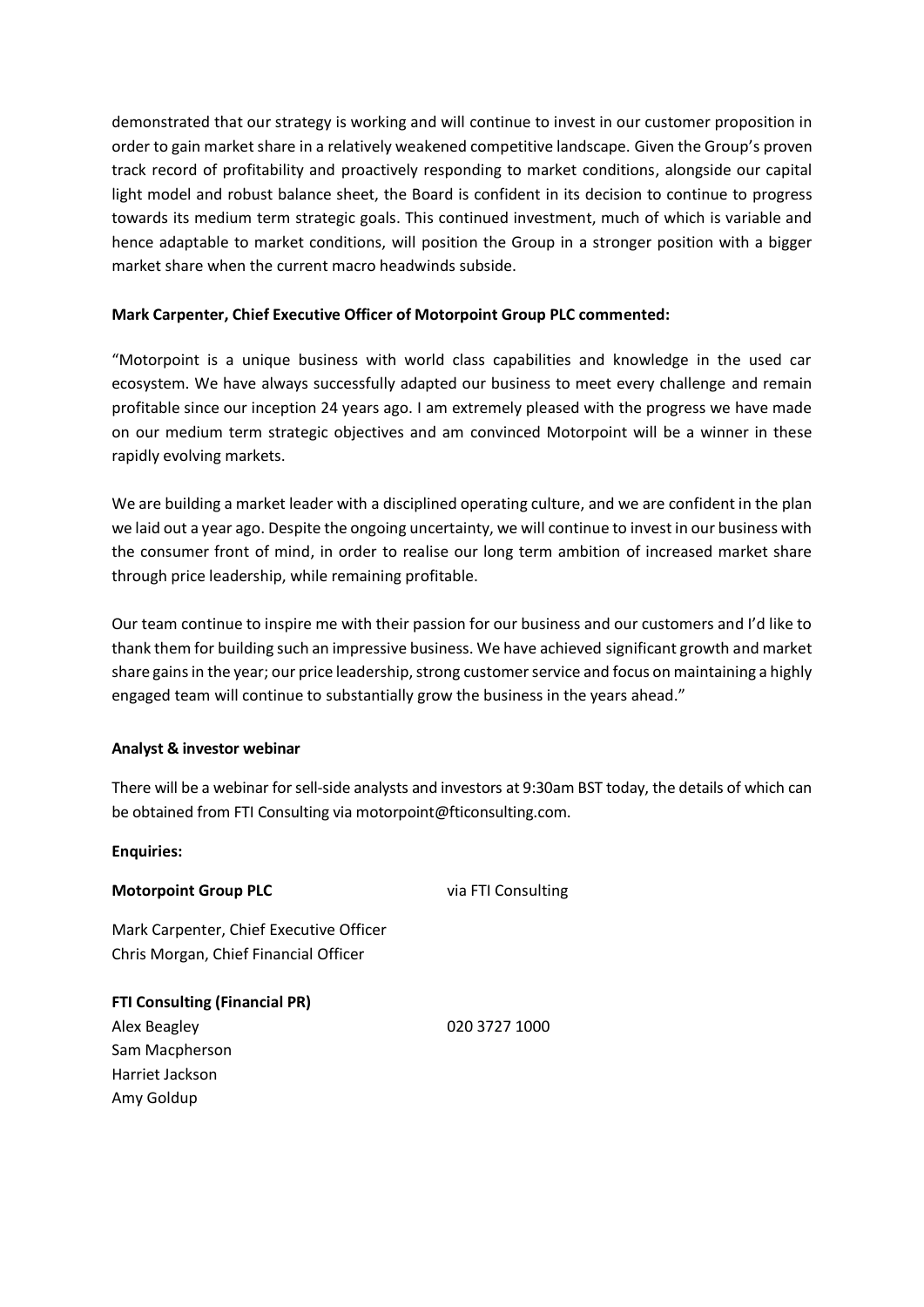demonstrated that our strategy is working and will continue to invest in our customer proposition in order to gain market share in a relatively weakened competitive landscape. Given the Group's proven track record of profitability and proactively responding to market conditions, alongside our capital light model and robust balance sheet, the Board is confident in its decision to continue to progress towards its medium term strategic goals. This continued investment, much of which is variable and hence adaptable to market conditions, will position the Group in a stronger position with a bigger market share when the current macro headwinds subside.

**Mark Carpenter, Chief Executive Officer of Motorpoint Group PLC commented:**

"Motorpoint is a unique business with world class capabilities and knowledge in the used car ecosystem. We have always successfully adapted our business to meet every challenge and remain profitable since our inception 24 years ago. I am extremely pleased with the progress we have made on our medium term strategic objectives and am convinced Motorpoint will be a winner in these rapidly evolving markets.

We are building a market leader with a disciplined operating culture, and we are confident in the plan we laid out a year ago. Despite the ongoing uncertainty, we will continue to invest in our business with the consumer front of mind, in order to realise our long term ambition of increased market share through price leadership, while remaining profitable.

Our team continue to inspire me with their passion for our business and our customers and I'd like to thank them for building such an impressive business. We have achieved significant growth and market share gains in the year; our price leadership, strong customer service and focus on maintaining a highly engaged team will continue to substantially grow the business in the years ahead."

**Analyst & investor webinar**

There will be a webinar for sell-side analysts and investors at 9:30am BST today, the details of which can be obtained from FTI Consulting via motorpoint@fticonsulting.com.

**Enquiries:**

**Motorpoint Group PLC** via FTI Consulting

Mark Carpenter, Chief Executive Officer
Chris Morgan, Chief Financial Officer

**FTI Consulting (Financial PR)**
Alex Beagley 020 3727 1000
Sam Macpherson
Harriet Jackson
Amy Goldup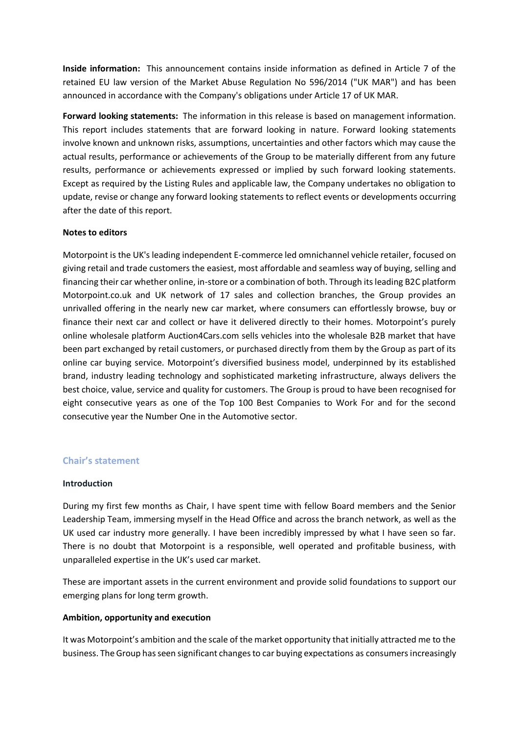**Inside information:** This announcement contains inside information as defined in Article 7 of the retained EU law version of the Market Abuse Regulation No 596/2014 ("UK MAR") and has been announced in accordance with the Company's obligations under Article 17 of UK MAR.

**Forward looking statements:** The information in this release is based on management information. This report includes statements that are forward looking in nature. Forward looking statements involve known and unknown risks, assumptions, uncertainties and other factors which may cause the actual results, performance or achievements of the Group to be materially different from any future results, performance or achievements expressed or implied by such forward looking statements. Except as required by the Listing Rules and applicable law, the Company undertakes no obligation to update, revise or change any forward looking statements to reflect events or developments occurring after the date of this report.

**Notes to editors**

Motorpoint is the UK's leading independent E-commerce led omnichannel vehicle retailer, focused on giving retail and trade customers the easiest, most affordable and seamless way of buying, selling and financing their car whether online, in-store or a combination of both. Through its leading B2C platform Motorpoint.co.uk and UK network of 17 sales and collection branches, the Group provides an unrivalled offering in the nearly new car market, where consumers can effortlessly browse, buy or finance their next car and collect or have it delivered directly to their homes. Motorpoint's purely online wholesale platform Auction4Cars.com sells vehicles into the wholesale B2B market that have been part exchanged by retail customers, or purchased directly from them by the Group as part of its online car buying service. Motorpoint's diversified business model, underpinned by its established brand, industry leading technology and sophisticated marketing infrastructure, always delivers the best choice, value, service and quality for customers. The Group is proud to have been recognised for eight consecutive years as one of the Top 100 Best Companies to Work For and for the second consecutive year the Number One in the Automotive sector.

## Chair's statement

### Introduction

During my first few months as Chair, I have spent time with fellow Board members and the Senior Leadership Team, immersing myself in the Head Office and across the branch network, as well as the UK used car industry more generally. I have been incredibly impressed by what I have seen so far. There is no doubt that Motorpoint is a responsible, well operated and profitable business, with unparalleled expertise in the UK's used car market.

These are important assets in the current environment and provide solid foundations to support our emerging plans for long term growth.

### Ambition, opportunity and execution

It was Motorpoint's ambition and the scale of the market opportunity that initially attracted me to the business. The Group has seen significant changes to car buying expectations as consumers increasingly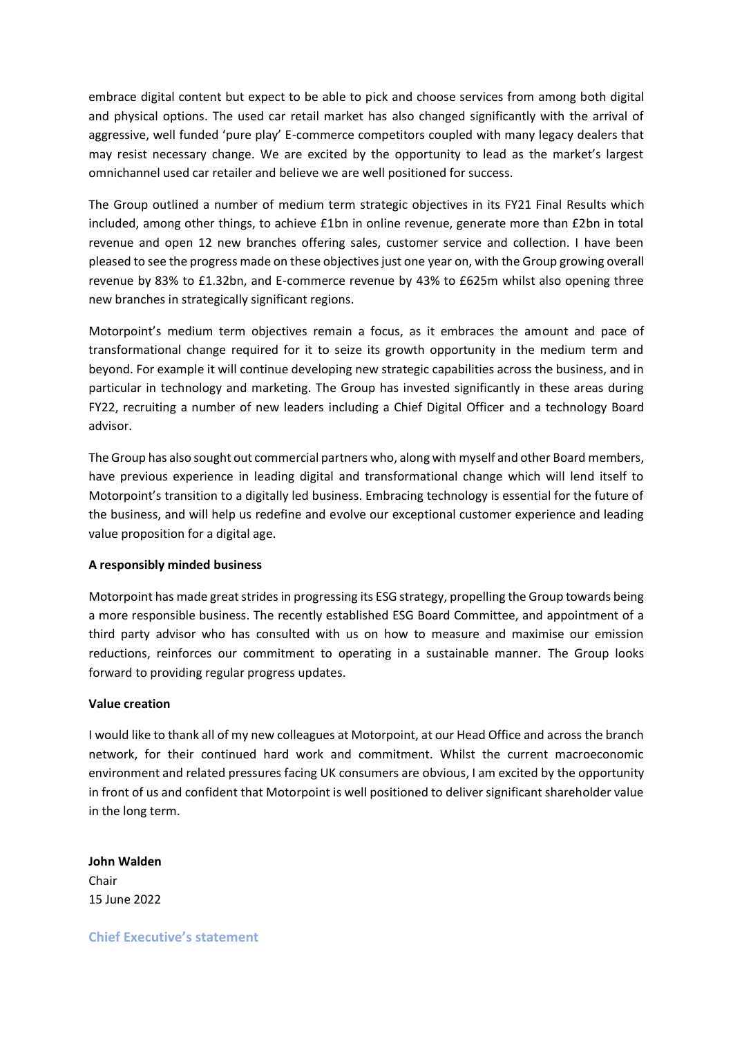embrace digital content but expect to be able to pick and choose services from among both digital and physical options. The used car retail market has also changed significantly with the arrival of aggressive, well funded 'pure play' E-commerce competitors coupled with many legacy dealers that may resist necessary change. We are excited by the opportunity to lead as the market's largest omnichannel used car retailer and believe we are well positioned for success.

The Group outlined a number of medium term strategic objectives in its FY21 Final Results which included, among other things, to achieve £1bn in online revenue, generate more than £2bn in total revenue and open 12 new branches offering sales, customer service and collection. I have been pleased to see the progress made on these objectives just one year on, with the Group growing overall revenue by 83% to £1.32bn, and E-commerce revenue by 43% to £625m whilst also opening three new branches in strategically significant regions.

Motorpoint's medium term objectives remain a focus, as it embraces the amount and pace of transformational change required for it to seize its growth opportunity in the medium term and beyond. For example it will continue developing new strategic capabilities across the business, and in particular in technology and marketing. The Group has invested significantly in these areas during FY22, recruiting a number of new leaders including a Chief Digital Officer and a technology Board advisor.

The Group has also sought out commercial partners who, along with myself and other Board members, have previous experience in leading digital and transformational change which will lend itself to Motorpoint's transition to a digitally led business. Embracing technology is essential for the future of the business, and will help us redefine and evolve our exceptional customer experience and leading value proposition for a digital age.

**A responsibly minded business**

Motorpoint has made great strides in progressing its ESG strategy, propelling the Group towards being a more responsible business. The recently established ESG Board Committee, and appointment of a third party advisor who has consulted with us on how to measure and maximise our emission reductions, reinforces our commitment to operating in a sustainable manner. The Group looks forward to providing regular progress updates.

**Value creation**

I would like to thank all of my new colleagues at Motorpoint, at our Head Office and across the branch network, for their continued hard work and commitment. Whilst the current macroeconomic environment and related pressures facing UK consumers are obvious, I am excited by the opportunity in front of us and confident that Motorpoint is well positioned to deliver significant shareholder value in the long term.

**John Walden**
Chair
15 June 2022

## Chief Executive's statement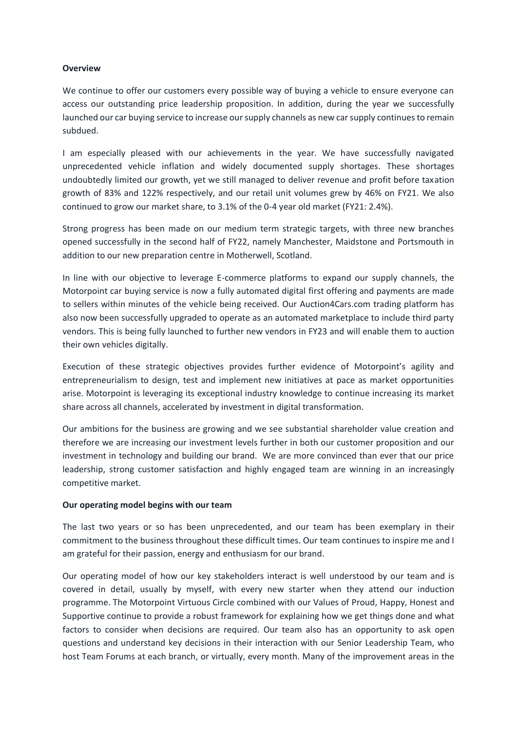**Overview**

We continue to offer our customers every possible way of buying a vehicle to ensure everyone can access our outstanding price leadership proposition. In addition, during the year we successfully launched our car buying service to increase our supply channels as new car supply continues to remain subdued.

I am especially pleased with our achievements in the year. We have successfully navigated unprecedented vehicle inflation and widely documented supply shortages. These shortages undoubtedly limited our growth, yet we still managed to deliver revenue and profit before taxation growth of 83% and 122% respectively, and our retail unit volumes grew by 46% on FY21. We also continued to grow our market share, to 3.1% of the 0-4 year old market (FY21: 2.4%).

Strong progress has been made on our medium term strategic targets, with three new branches opened successfully in the second half of FY22, namely Manchester, Maidstone and Portsmouth in addition to our new preparation centre in Motherwell, Scotland.

In line with our objective to leverage E-commerce platforms to expand our supply channels, the Motorpoint car buying service is now a fully automated digital first offering and payments are made to sellers within minutes of the vehicle being received. Our Auction4Cars.com trading platform has also now been successfully upgraded to operate as an automated marketplace to include third party vendors. This is being fully launched to further new vendors in FY23 and will enable them to auction their own vehicles digitally.

Execution of these strategic objectives provides further evidence of Motorpoint's agility and entrepreneurialism to design, test and implement new initiatives at pace as market opportunities arise. Motorpoint is leveraging its exceptional industry knowledge to continue increasing its market share across all channels, accelerated by investment in digital transformation.

Our ambitions for the business are growing and we see substantial shareholder value creation and therefore we are increasing our investment levels further in both our customer proposition and our investment in technology and building our brand. We are more convinced than ever that our price leadership, strong customer satisfaction and highly engaged team are winning in an increasingly competitive market.

**Our operating model begins with our team**

The last two years or so has been unprecedented, and our team has been exemplary in their commitment to the business throughout these difficult times. Our team continues to inspire me and I am grateful for their passion, energy and enthusiasm for our brand.

Our operating model of how our key stakeholders interact is well understood by our team and is covered in detail, usually by myself, with every new starter when they attend our induction programme. The Motorpoint Virtuous Circle combined with our Values of Proud, Happy, Honest and Supportive continue to provide a robust framework for explaining how we get things done and what factors to consider when decisions are required. Our team also has an opportunity to ask open questions and understand key decisions in their interaction with our Senior Leadership Team, who host Team Forums at each branch, or virtually, every month. Many of the improvement areas in the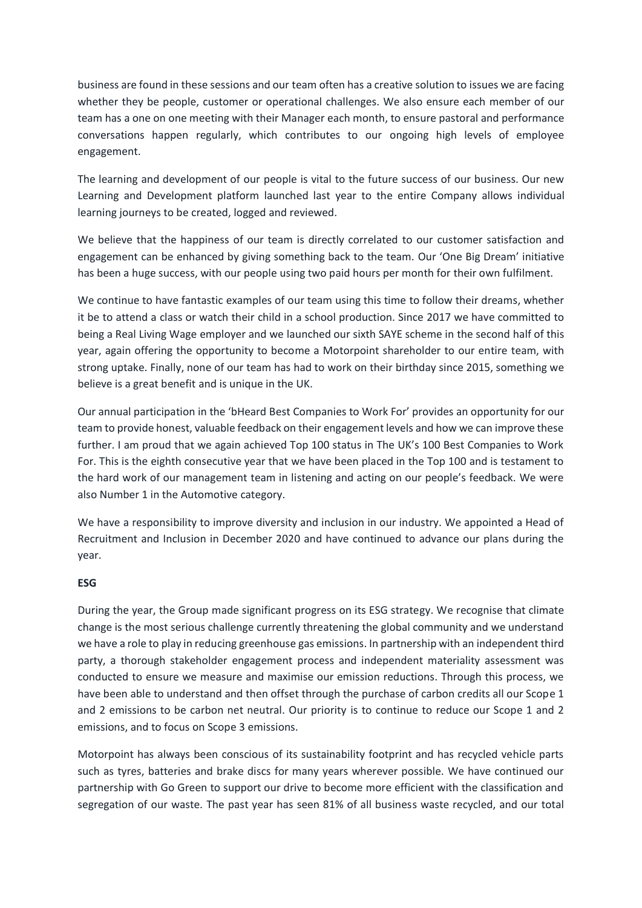business are found in these sessions and our team often has a creative solution to issues we are facing whether they be people, customer or operational challenges. We also ensure each member of our team has a one on one meeting with their Manager each month, to ensure pastoral and performance conversations happen regularly, which contributes to our ongoing high levels of employee engagement.

The learning and development of our people is vital to the future success of our business. Our new Learning and Development platform launched last year to the entire Company allows individual learning journeys to be created, logged and reviewed.

We believe that the happiness of our team is directly correlated to our customer satisfaction and engagement can be enhanced by giving something back to the team. Our 'One Big Dream' initiative has been a huge success, with our people using two paid hours per month for their own fulfilment.

We continue to have fantastic examples of our team using this time to follow their dreams, whether it be to attend a class or watch their child in a school production. Since 2017 we have committed to being a Real Living Wage employer and we launched our sixth SAYE scheme in the second half of this year, again offering the opportunity to become a Motorpoint shareholder to our entire team, with strong uptake. Finally, none of our team has had to work on their birthday since 2015, something we believe is a great benefit and is unique in the UK.

Our annual participation in the 'bHeard Best Companies to Work For' provides an opportunity for our team to provide honest, valuable feedback on their engagement levels and how we can improve these further. I am proud that we again achieved Top 100 status in The UK's 100 Best Companies to Work For. This is the eighth consecutive year that we have been placed in the Top 100 and is testament to the hard work of our management team in listening and acting on our people's feedback. We were also Number 1 in the Automotive category.

We have a responsibility to improve diversity and inclusion in our industry. We appointed a Head of Recruitment and Inclusion in December 2020 and have continued to advance our plans during the year.

**ESG**

During the year, the Group made significant progress on its ESG strategy. We recognise that climate change is the most serious challenge currently threatening the global community and we understand we have a role to play in reducing greenhouse gas emissions. In partnership with an independent third party, a thorough stakeholder engagement process and independent materiality assessment was conducted to ensure we measure and maximise our emission reductions. Through this process, we have been able to understand and then offset through the purchase of carbon credits all our Scope 1 and 2 emissions to be carbon net neutral. Our priority is to continue to reduce our Scope 1 and 2 emissions, and to focus on Scope 3 emissions.

Motorpoint has always been conscious of its sustainability footprint and has recycled vehicle parts such as tyres, batteries and brake discs for many years wherever possible. We have continued our partnership with Go Green to support our drive to become more efficient with the classification and segregation of our waste. The past year has seen 81% of all business waste recycled, and our total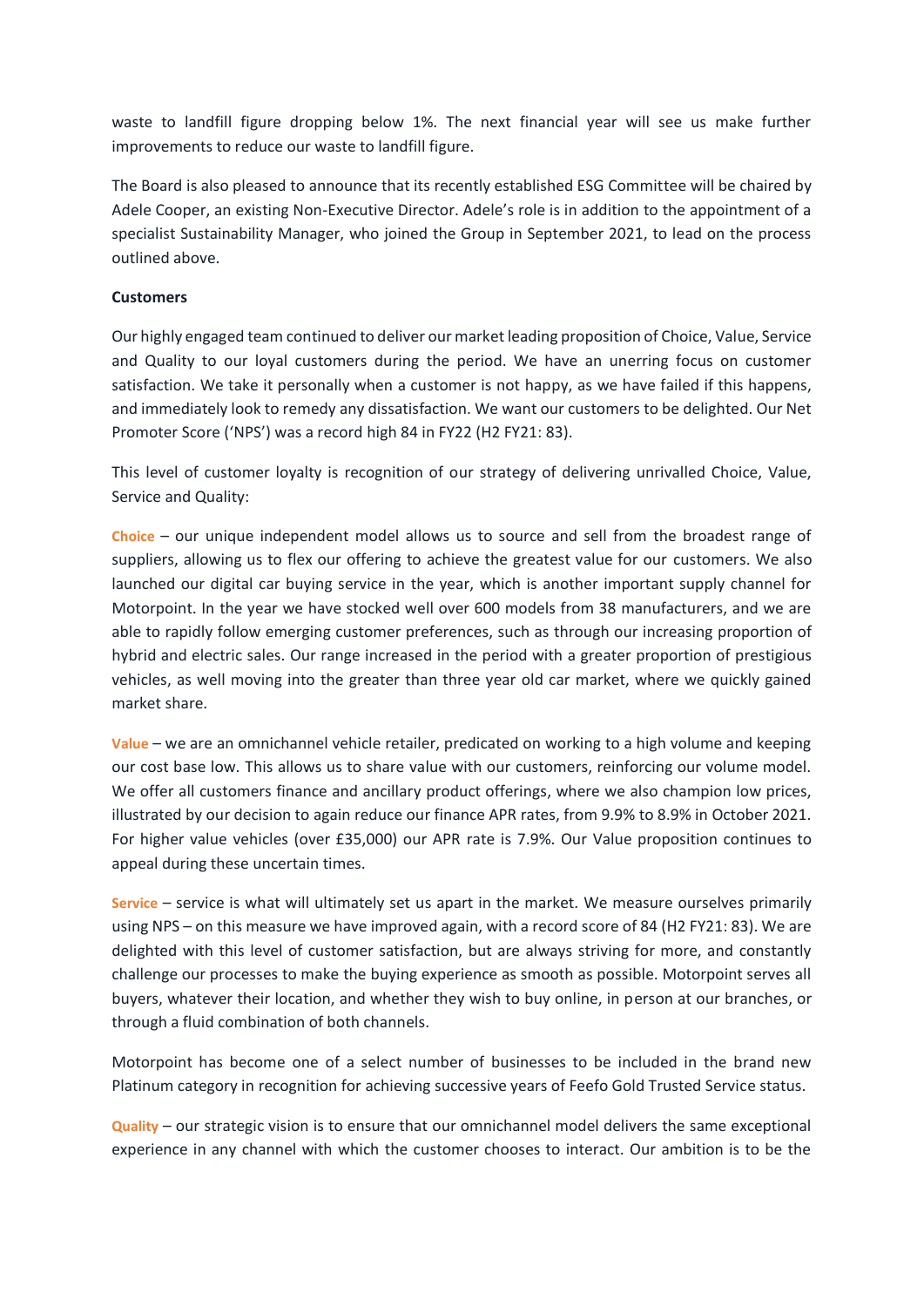waste to landfill figure dropping below 1%. The next financial year will see us make further improvements to reduce our waste to landfill figure.

The Board is also pleased to announce that its recently established ESG Committee will be chaired by Adele Cooper, an existing Non-Executive Director. Adele's role is in addition to the appointment of a specialist Sustainability Manager, who joined the Group in September 2021, to lead on the process outlined above.

**Customers**

Our highly engaged team continued to deliver our market leading proposition of Choice, Value, Service and Quality to our loyal customers during the period. We have an unerring focus on customer satisfaction. We take it personally when a customer is not happy, as we have failed if this happens, and immediately look to remedy any dissatisfaction. We want our customers to be delighted. Our Net Promoter Score ('NPS') was a record high 84 in FY22 (H2 FY21: 83).

This level of customer loyalty is recognition of our strategy of delivering unrivalled Choice, Value, Service and Quality:

**Choice** – our unique independent model allows us to source and sell from the broadest range of suppliers, allowing us to flex our offering to achieve the greatest value for our customers. We also launched our digital car buying service in the year, which is another important supply channel for Motorpoint. In the year we have stocked well over 600 models from 38 manufacturers, and we are able to rapidly follow emerging customer preferences, such as through our increasing proportion of hybrid and electric sales. Our range increased in the period with a greater proportion of prestigious vehicles, as well moving into the greater than three year old car market, where we quickly gained market share.

**Value** – we are an omnichannel vehicle retailer, predicated on working to a high volume and keeping our cost base low. This allows us to share value with our customers, reinforcing our volume model. We offer all customers finance and ancillary product offerings, where we also champion low prices, illustrated by our decision to again reduce our finance APR rates, from 9.9% to 8.9% in October 2021. For higher value vehicles (over £35,000) our APR rate is 7.9%. Our Value proposition continues to appeal during these uncertain times.

**Service** – service is what will ultimately set us apart in the market. We measure ourselves primarily using NPS – on this measure we have improved again, with a record score of 84 (H2 FY21: 83). We are delighted with this level of customer satisfaction, but are always striving for more, and constantly challenge our processes to make the buying experience as smooth as possible. Motorpoint serves all buyers, whatever their location, and whether they wish to buy online, in person at our branches, or through a fluid combination of both channels.

Motorpoint has become one of a select number of businesses to be included in the brand new Platinum category in recognition for achieving successive years of Feefo Gold Trusted Service status.

**Quality** – our strategic vision is to ensure that our omnichannel model delivers the same exceptional experience in any channel with which the customer chooses to interact. Our ambition is to be the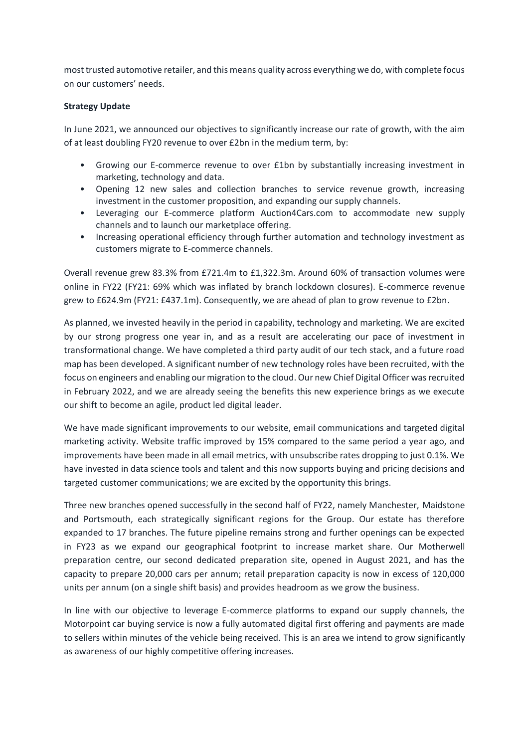most trusted automotive retailer, and this means quality across everything we do, with complete focus on our customers' needs.

**Strategy Update**

In June 2021, we announced our objectives to significantly increase our rate of growth, with the aim of at least doubling FY20 revenue to over £2bn in the medium term, by:

- Growing our E-commerce revenue to over £1bn by substantially increasing investment in marketing, technology and data.
- Opening 12 new sales and collection branches to service revenue growth, increasing investment in the customer proposition, and expanding our supply channels.
- Leveraging our E-commerce platform Auction4Cars.com to accommodate new supply channels and to launch our marketplace offering.
- Increasing operational efficiency through further automation and technology investment as customers migrate to E-commerce channels.

Overall revenue grew 83.3% from £721.4m to £1,322.3m. Around 60% of transaction volumes were online in FY22 (FY21: 69% which was inflated by branch lockdown closures). E-commerce revenue grew to £624.9m (FY21: £437.1m). Consequently, we are ahead of plan to grow revenue to £2bn.

As planned, we invested heavily in the period in capability, technology and marketing. We are excited by our strong progress one year in, and as a result are accelerating our pace of investment in transformational change. We have completed a third party audit of our tech stack, and a future road map has been developed. A significant number of new technology roles have been recruited, with the focus on engineers and enabling our migration to the cloud. Our new Chief Digital Officer was recruited in February 2022, and we are already seeing the benefits this new experience brings as we execute our shift to become an agile, product led digital leader.

We have made significant improvements to our website, email communications and targeted digital marketing activity. Website traffic improved by 15% compared to the same period a year ago, and improvements have been made in all email metrics, with unsubscribe rates dropping to just 0.1%. We have invested in data science tools and talent and this now supports buying and pricing decisions and targeted customer communications; we are excited by the opportunity this brings.

Three new branches opened successfully in the second half of FY22, namely Manchester, Maidstone and Portsmouth, each strategically significant regions for the Group. Our estate has therefore expanded to 17 branches. The future pipeline remains strong and further openings can be expected in FY23 as we expand our geographical footprint to increase market share. Our Motherwell preparation centre, our second dedicated preparation site, opened in August 2021, and has the capacity to prepare 20,000 cars per annum; retail preparation capacity is now in excess of 120,000 units per annum (on a single shift basis) and provides headroom as we grow the business.

In line with our objective to leverage E-commerce platforms to expand our supply channels, the Motorpoint car buying service is now a fully automated digital first offering and payments are made to sellers within minutes of the vehicle being received. This is an area we intend to grow significantly as awareness of our highly competitive offering increases.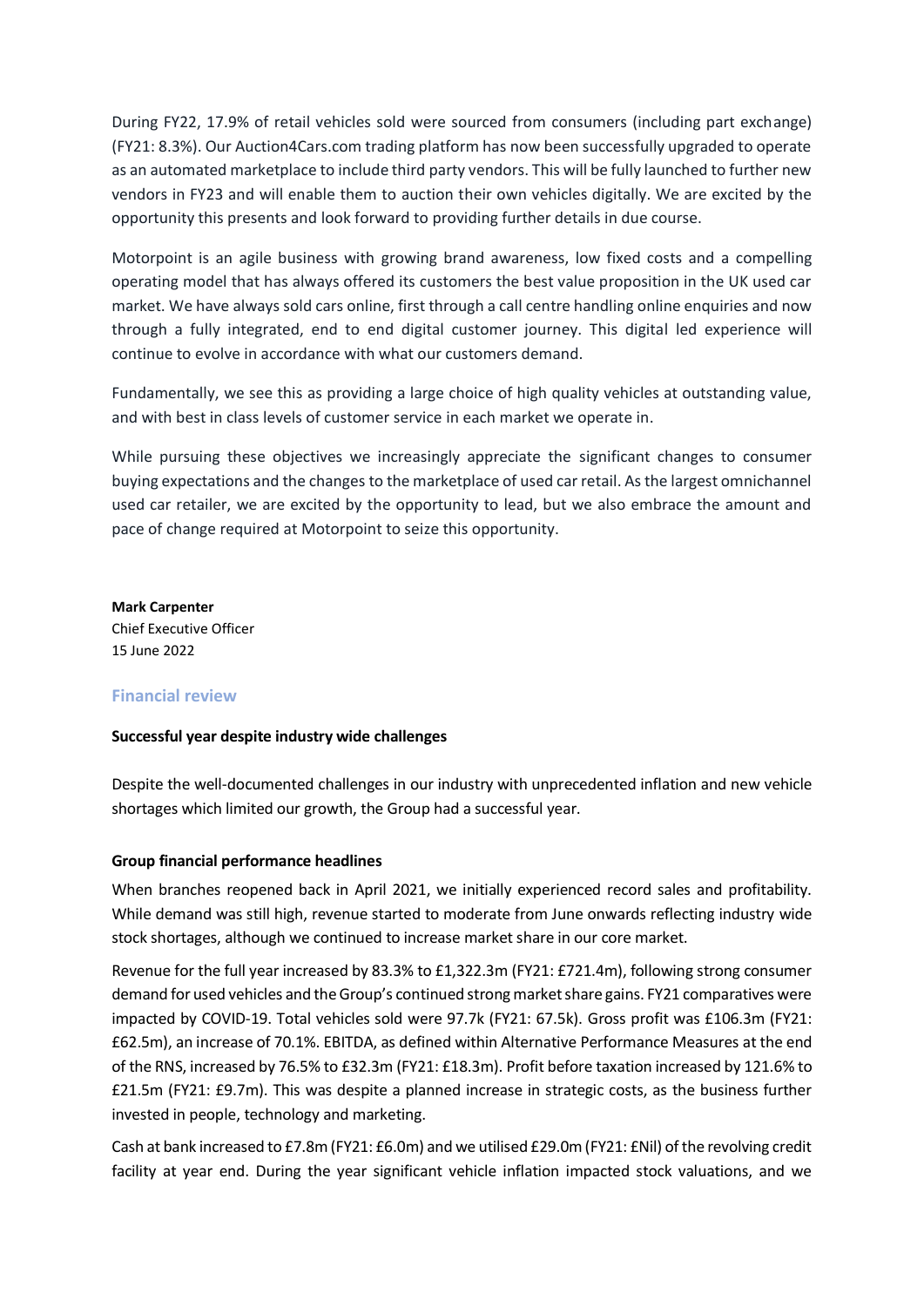During FY22, 17.9% of retail vehicles sold were sourced from consumers (including part exchange) (FY21: 8.3%). Our Auction4Cars.com trading platform has now been successfully upgraded to operate as an automated marketplace to include third party vendors. This will be fully launched to further new vendors in FY23 and will enable them to auction their own vehicles digitally. We are excited by the opportunity this presents and look forward to providing further details in due course.

Motorpoint is an agile business with growing brand awareness, low fixed costs and a compelling operating model that has always offered its customers the best value proposition in the UK used car market. We have always sold cars online, first through a call centre handling online enquiries and now through a fully integrated, end to end digital customer journey. This digital led experience will continue to evolve in accordance with what our customers demand.

Fundamentally, we see this as providing a large choice of high quality vehicles at outstanding value, and with best in class levels of customer service in each market we operate in.

While pursuing these objectives we increasingly appreciate the significant changes to consumer buying expectations and the changes to the marketplace of used car retail. As the largest omnichannel used car retailer, we are excited by the opportunity to lead, but we also embrace the amount and pace of change required at Motorpoint to seize this opportunity.

**Mark Carpenter**
Chief Executive Officer
15 June 2022

## Financial review

**Successful year despite industry wide challenges**

Despite the well-documented challenges in our industry with unprecedented inflation and new vehicle shortages which limited our growth, the Group had a successful year.

**Group financial performance headlines**

When branches reopened back in April 2021, we initially experienced record sales and profitability. While demand was still high, revenue started to moderate from June onwards reflecting industry wide stock shortages, although we continued to increase market share in our core market.

Revenue for the full year increased by 83.3% to £1,322.3m (FY21: £721.4m), following strong consumer demand for used vehicles and the Group's continued strong market share gains. FY21 comparatives were impacted by COVID-19. Total vehicles sold were 97.7k (FY21: 67.5k). Gross profit was £106.3m (FY21: £62.5m), an increase of 70.1%. EBITDA, as defined within Alternative Performance Measures at the end of the RNS, increased by 76.5% to £32.3m (FY21: £18.3m). Profit before taxation increased by 121.6% to £21.5m (FY21: £9.7m). This was despite a planned increase in strategic costs, as the business further invested in people, technology and marketing.

Cash at bank increased to £7.8m (FY21: £6.0m) and we utilised £29.0m (FY21: £Nil) of the revolving credit facility at year end. During the year significant vehicle inflation impacted stock valuations, and we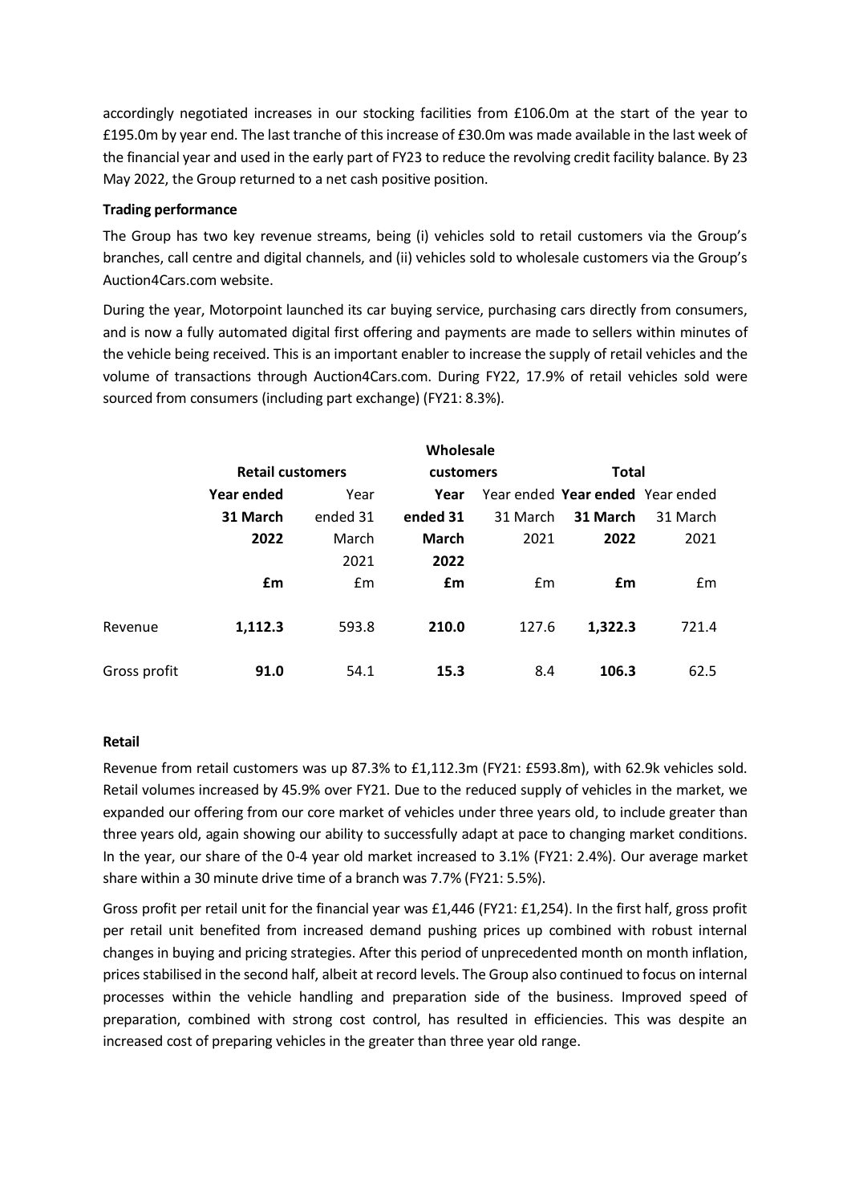accordingly negotiated increases in our stocking facilities from £106.0m at the start of the year to £195.0m by year end. The last tranche of this increase of £30.0m was made available in the last week of the financial year and used in the early part of FY23 to reduce the revolving credit facility balance. By 23 May 2022, the Group returned to a net cash positive position.

**Trading performance**

The Group has two key revenue streams, being (i) vehicles sold to retail customers via the Group's branches, call centre and digital channels, and (ii) vehicles sold to wholesale customers via the Group's Auction4Cars.com website.

During the year, Motorpoint launched its car buying service, purchasing cars directly from consumers, and is now a fully automated digital first offering and payments are made to sellers within minutes of the vehicle being received. This is an important enabler to increase the supply of retail vehicles and the volume of transactions through Auction4Cars.com. During FY22, 17.9% of retail vehicles sold were sourced from consumers (including part exchange) (FY21: 8.3%).

| | **Retail customers** | | **Wholesale customers** | | **Total** | |
|---|---|---|---|---|---|---|
| | **Year ended 31 March 2022** | Year ended 31 March 2021 | **Year ended 31 March 2022** | Year ended 31 March 2021 | **Year ended 31 March 2022** | Year ended 31 March 2021 |
| | **£m** | £m | **£m** | £m | **£m** | £m |
| Revenue | **1,112.3** | 593.8 | **210.0** | 127.6 | **1,322.3** | 721.4 |
| Gross profit | **91.0** | 54.1 | **15.3** | 8.4 | **106.3** | 62.5 |

**Retail**

Revenue from retail customers was up 87.3% to £1,112.3m (FY21: £593.8m), with 62.9k vehicles sold. Retail volumes increased by 45.9% over FY21. Due to the reduced supply of vehicles in the market, we expanded our offering from our core market of vehicles under three years old, to include greater than three years old, again showing our ability to successfully adapt at pace to changing market conditions. In the year, our share of the 0-4 year old market increased to 3.1% (FY21: 2.4%). Our average market share within a 30 minute drive time of a branch was 7.7% (FY21: 5.5%).

Gross profit per retail unit for the financial year was £1,446 (FY21: £1,254). In the first half, gross profit per retail unit benefited from increased demand pushing prices up combined with robust internal changes in buying and pricing strategies. After this period of unprecedented month on month inflation, prices stabilised in the second half, albeit at record levels. The Group also continued to focus on internal processes within the vehicle handling and preparation side of the business. Improved speed of preparation, combined with strong cost control, has resulted in efficiencies. This was despite an increased cost of preparing vehicles in the greater than three year old range.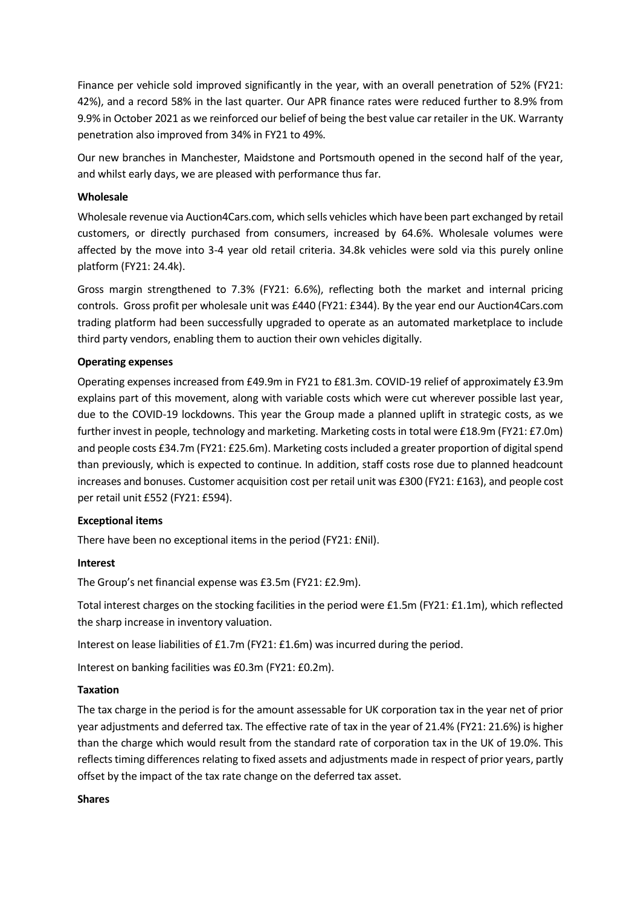Finance per vehicle sold improved significantly in the year, with an overall penetration of 52% (FY21: 42%), and a record 58% in the last quarter. Our APR finance rates were reduced further to 8.9% from 9.9% in October 2021 as we reinforced our belief of being the best value car retailer in the UK. Warranty penetration also improved from 34% in FY21 to 49%.

Our new branches in Manchester, Maidstone and Portsmouth opened in the second half of the year, and whilst early days, we are pleased with performance thus far.

**Wholesale**

Wholesale revenue via Auction4Cars.com, which sells vehicles which have been part exchanged by retail customers, or directly purchased from consumers, increased by 64.6%. Wholesale volumes were affected by the move into 3-4 year old retail criteria. 34.8k vehicles were sold via this purely online platform (FY21: 24.4k).

Gross margin strengthened to 7.3% (FY21: 6.6%), reflecting both the market and internal pricing controls. Gross profit per wholesale unit was £440 (FY21: £344). By the year end our Auction4Cars.com trading platform had been successfully upgraded to operate as an automated marketplace to include third party vendors, enabling them to auction their own vehicles digitally.

**Operating expenses**

Operating expenses increased from £49.9m in FY21 to £81.3m. COVID-19 relief of approximately £3.9m explains part of this movement, along with variable costs which were cut wherever possible last year, due to the COVID-19 lockdowns. This year the Group made a planned uplift in strategic costs, as we further invest in people, technology and marketing. Marketing costs in total were £18.9m (FY21: £7.0m) and people costs £34.7m (FY21: £25.6m). Marketing costs included a greater proportion of digital spend than previously, which is expected to continue. In addition, staff costs rose due to planned headcount increases and bonuses. Customer acquisition cost per retail unit was £300 (FY21: £163), and people cost per retail unit £552 (FY21: £594).

**Exceptional items**

There have been no exceptional items in the period (FY21: £Nil).

**Interest**

The Group's net financial expense was £3.5m (FY21: £2.9m).

Total interest charges on the stocking facilities in the period were £1.5m (FY21: £1.1m), which reflected the sharp increase in inventory valuation.

Interest on lease liabilities of £1.7m (FY21: £1.6m) was incurred during the period.

Interest on banking facilities was £0.3m (FY21: £0.2m).

**Taxation**

The tax charge in the period is for the amount assessable for UK corporation tax in the year net of prior year adjustments and deferred tax. The effective rate of tax in the year of 21.4% (FY21: 21.6%) is higher than the charge which would result from the standard rate of corporation tax in the UK of 19.0%. This reflects timing differences relating to fixed assets and adjustments made in respect of prior years, partly offset by the impact of the tax rate change on the deferred tax asset.

**Shares**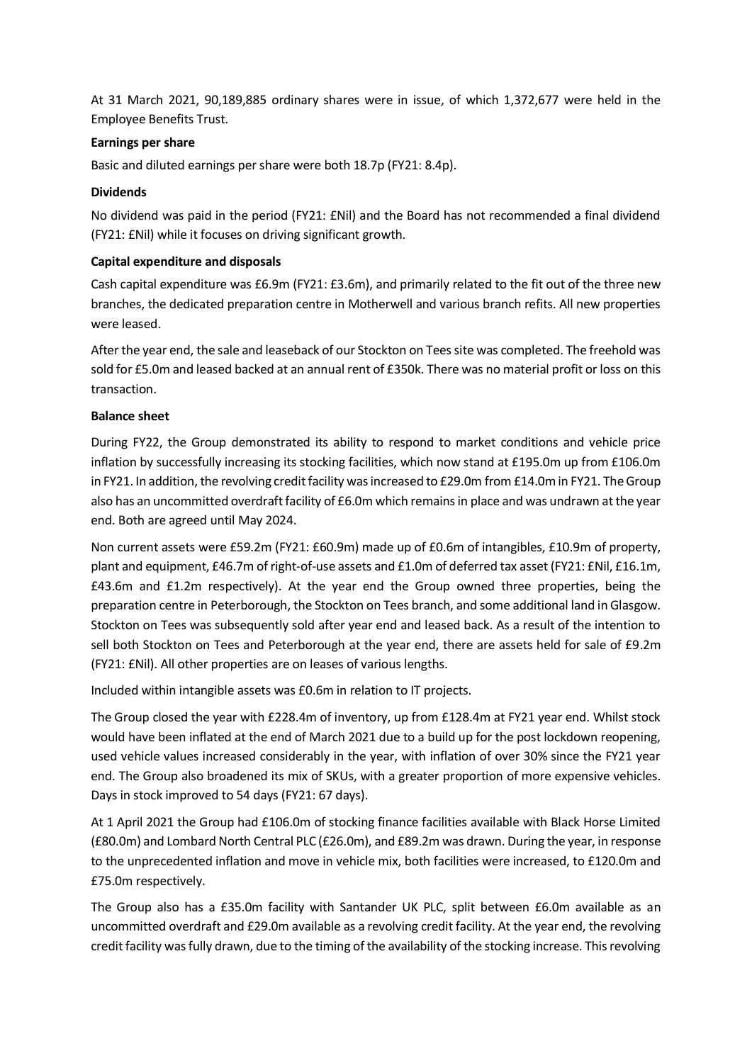At 31 March 2021, 90,189,885 ordinary shares were in issue, of which 1,372,677 were held in the Employee Benefits Trust.

**Earnings per share**

Basic and diluted earnings per share were both 18.7p (FY21: 8.4p).

**Dividends**

No dividend was paid in the period (FY21: £Nil) and the Board has not recommended a final dividend (FY21: £Nil) while it focuses on driving significant growth.

**Capital expenditure and disposals**

Cash capital expenditure was £6.9m (FY21: £3.6m), and primarily related to the fit out of the three new branches, the dedicated preparation centre in Motherwell and various branch refits. All new properties were leased.

After the year end, the sale and leaseback of our Stockton on Tees site was completed. The freehold was sold for £5.0m and leased backed at an annual rent of £350k. There was no material profit or loss on this transaction.

**Balance sheet**

During FY22, the Group demonstrated its ability to respond to market conditions and vehicle price inflation by successfully increasing its stocking facilities, which now stand at £195.0m up from £106.0m in FY21. In addition, the revolving credit facility was increased to £29.0m from £14.0m in FY21. The Group also has an uncommitted overdraft facility of £6.0m which remains in place and was undrawn at the year end. Both are agreed until May 2024.

Non current assets were £59.2m (FY21: £60.9m) made up of £0.6m of intangibles, £10.9m of property, plant and equipment, £46.7m of right-of-use assets and £1.0m of deferred tax asset (FY21: £Nil, £16.1m, £43.6m and £1.2m respectively). At the year end the Group owned three properties, being the preparation centre in Peterborough, the Stockton on Tees branch, and some additional land in Glasgow. Stockton on Tees was subsequently sold after year end and leased back. As a result of the intention to sell both Stockton on Tees and Peterborough at the year end, there are assets held for sale of £9.2m (FY21: £Nil). All other properties are on leases of various lengths.

Included within intangible assets was £0.6m in relation to IT projects.

The Group closed the year with £228.4m of inventory, up from £128.4m at FY21 year end. Whilst stock would have been inflated at the end of March 2021 due to a build up for the post lockdown reopening, used vehicle values increased considerably in the year, with inflation of over 30% since the FY21 year end. The Group also broadened its mix of SKUs, with a greater proportion of more expensive vehicles. Days in stock improved to 54 days (FY21: 67 days).

At 1 April 2021 the Group had £106.0m of stocking finance facilities available with Black Horse Limited (£80.0m) and Lombard North Central PLC (£26.0m), and £89.2m was drawn. During the year, in response to the unprecedented inflation and move in vehicle mix, both facilities were increased, to £120.0m and £75.0m respectively.

The Group also has a £35.0m facility with Santander UK PLC, split between £6.0m available as an uncommitted overdraft and £29.0m available as a revolving credit facility. At the year end, the revolving credit facility was fully drawn, due to the timing of the availability of the stocking increase. This revolving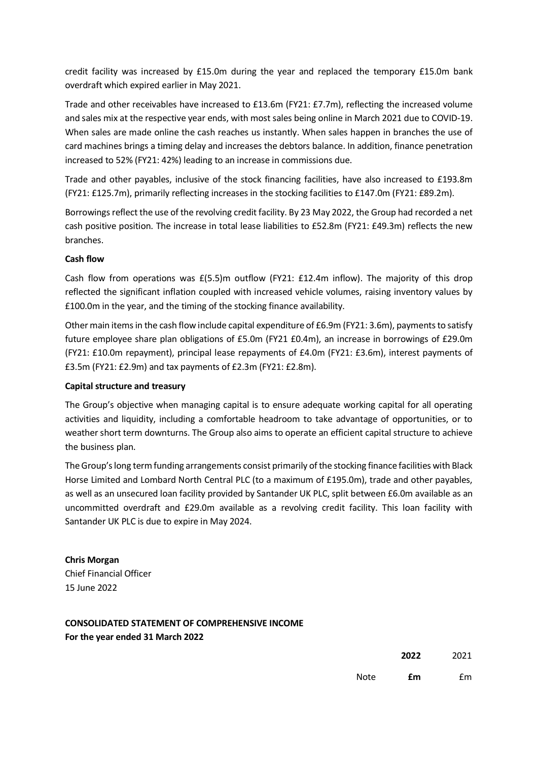credit facility was increased by £15.0m during the year and replaced the temporary £15.0m bank overdraft which expired earlier in May 2021.

Trade and other receivables have increased to £13.6m (FY21: £7.7m), reflecting the increased volume and sales mix at the respective year ends, with most sales being online in March 2021 due to COVID-19. When sales are made online the cash reaches us instantly. When sales happen in branches the use of card machines brings a timing delay and increases the debtors balance. In addition, finance penetration increased to 52% (FY21: 42%) leading to an increase in commissions due.

Trade and other payables, inclusive of the stock financing facilities, have also increased to £193.8m (FY21: £125.7m), primarily reflecting increases in the stocking facilities to £147.0m (FY21: £89.2m).

Borrowings reflect the use of the revolving credit facility. By 23 May 2022, the Group had recorded a net cash positive position. The increase in total lease liabilities to £52.8m (FY21: £49.3m) reflects the new branches.

**Cash flow**

Cash flow from operations was £(5.5)m outflow (FY21: £12.4m inflow). The majority of this drop reflected the significant inflation coupled with increased vehicle volumes, raising inventory values by £100.0m in the year, and the timing of the stocking finance availability.

Other main items in the cash flow include capital expenditure of £6.9m (FY21: 3.6m), payments to satisfy future employee share plan obligations of £5.0m (FY21 £0.4m), an increase in borrowings of £29.0m (FY21: £10.0m repayment), principal lease repayments of £4.0m (FY21: £3.6m), interest payments of £3.5m (FY21: £2.9m) and tax payments of £2.3m (FY21: £2.8m).

**Capital structure and treasury**

The Group's objective when managing capital is to ensure adequate working capital for all operating activities and liquidity, including a comfortable headroom to take advantage of opportunities, or to weather short term downturns. The Group also aims to operate an efficient capital structure to achieve the business plan.

The Group's long term funding arrangements consist primarily of the stocking finance facilities with Black Horse Limited and Lombard North Central PLC (to a maximum of £195.0m), trade and other payables, as well as an unsecured loan facility provided by Santander UK PLC, split between £6.0m available as an uncommitted overdraft and £29.0m available as a revolving credit facility. This loan facility with Santander UK PLC is due to expire in May 2024.

**Chris Morgan**
Chief Financial Officer
15 June 2022

**CONSOLIDATED STATEMENT OF COMPREHENSIVE INCOME**
**For the year ended 31 March 2022**

| | Note | **2022** | 2021 |
|---|---|---|---|
| | | **£m** | £m |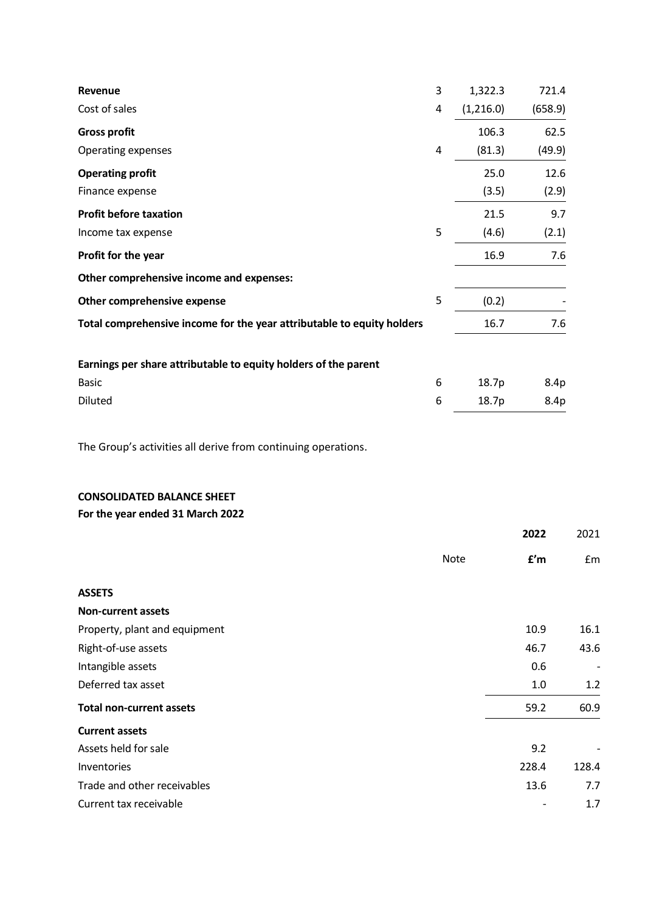| | Note | 2022 | 2021 |
|---|---|---|---|
| **Revenue** | 3 | 1,322.3 | 721.4 |
| Cost of sales | 4 | (1,216.0) | (658.9) |
| **Gross profit** | | 106.3 | 62.5 |
| Operating expenses | 4 | (81.3) | (49.9) |
| **Operating profit** | | 25.0 | 12.6 |
| Finance expense | | (3.5) | (2.9) |
| **Profit before taxation** | | 21.5 | 9.7 |
| Income tax expense | 5 | (4.6) | (2.1) |
| **Profit for the year** | | 16.9 | 7.6 |
| **Other comprehensive income and expenses:** | | | |
| **Other comprehensive expense** | 5 | (0.2) | - |
| **Total comprehensive income for the year attributable to equity holders** | | 16.7 | 7.6 |
| | | | |
| **Earnings per share attributable to equity holders of the parent** | | | |
| Basic | 6 | 18.7p | 8.4p |
| Diluted | 6 | 18.7p | 8.4p |

The Group's activities all derive from continuing operations.

**CONSOLIDATED BALANCE SHEET**

**For the year ended 31 March 2022**

| | Note | **2022** | 2021 |
|---|---|---|---|
| | | **£'m** | £m |
| **ASSETS** | | | |
| **Non-current assets** | | | |
| Property, plant and equipment | | 10.9 | 16.1 |
| Right-of-use assets | | 46.7 | 43.6 |
| Intangible assets | | 0.6 | - |
| Deferred tax asset | | 1.0 | 1.2 |
| **Total non-current assets** | | 59.2 | 60.9 |
| **Current assets** | | | |
| Assets held for sale | | 9.2 | - |
| Inventories | | 228.4 | 128.4 |
| Trade and other receivables | | 13.6 | 7.7 |
| Current tax receivable | | - | 1.7 |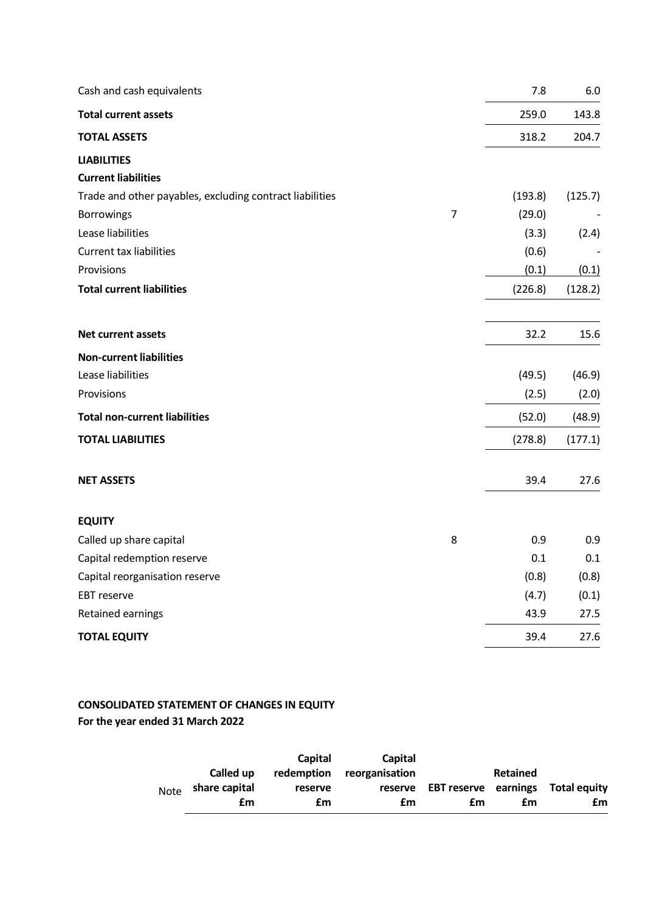| | Note | | |
|---|---|---|---|
| Cash and cash equivalents | | 7.8 | 6.0 |
| **Total current assets** | | 259.0 | 143.8 |
| **TOTAL ASSETS** | | 318.2 | 204.7 |
| **LIABILITIES** | | | |
| **Current liabilities** | | | |
| Trade and other payables, excluding contract liabilities | | (193.8) | (125.7) |
| Borrowings | 7 | (29.0) | - |
| Lease liabilities | | (3.3) | (2.4) |
| Current tax liabilities | | (0.6) | - |
| Provisions | | (0.1) | (0.1) |
| **Total current liabilities** | | (226.8) | (128.2) |
| | | | |
| **Net current assets** | | 32.2 | 15.6 |
| **Non-current liabilities** | | | |
| Lease liabilities | | (49.5) | (46.9) |
| Provisions | | (2.5) | (2.0) |
| **Total non-current liabilities** | | (52.0) | (48.9) |
| **TOTAL LIABILITIES** | | (278.8) | (177.1) |
| | | | |
| **NET ASSETS** | | 39.4 | 27.6 |
| | | | |
| **EQUITY** | | | |
| Called up share capital | 8 | 0.9 | 0.9 |
| Capital redemption reserve | | 0.1 | 0.1 |
| Capital reorganisation reserve | | (0.8) | (0.8) |
| EBT reserve | | (4.7) | (0.1) |
| Retained earnings | | 43.9 | 27.5 |
| **TOTAL EQUITY** | | 39.4 | 27.6 |

**CONSOLIDATED STATEMENT OF CHANGES IN EQUITY**
**For the year ended 31 March 2022**

| | Note | **Called up share capital £m** | **Capital redemption reserve £m** | **Capital reorganisation reserve £m** | **EBT reserve £m** | **Retained earnings £m** | **Total equity £m** |
|---|---|---|---|---|---|---|---|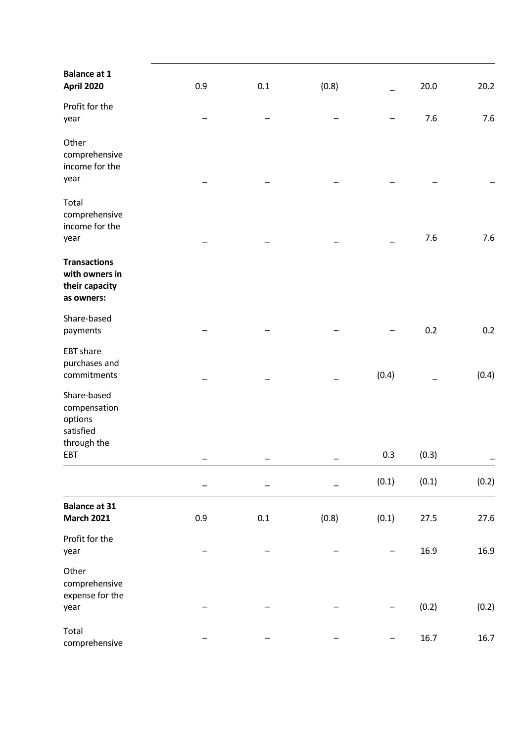| | | | | | | |
|---|---|---|---|---|---|---|
| **Balance at 1 April 2020** | 0.9 | 0.1 | (0.8) | _ | 20.0 | 20.2 |
| Profit for the year | – | – | – | – | 7.6 | 7.6 |
| Other comprehensive income for the year | – | – | – | – | – | – |
| Total comprehensive income for the year | – | – | – | – | 7.6 | 7.6 |
| **Transactions with owners in their capacity as owners:** | | | | | | |
| Share-based payments | – | – | – | – | 0.2 | 0.2 |
| EBT share purchases and commitments | – | – | – | (0.4) | – | (0.4) |
| Share-based compensation options satisfied through the EBT | – | – | – | 0.3 | (0.3) | – |
| | – | – | – | (0.1) | (0.1) | (0.2) |
| **Balance at 31 March 2021** | 0.9 | 0.1 | (0.8) | (0.1) | 27.5 | 27.6 |
| Profit for the year | – | – | – | – | 16.9 | 16.9 |
| Other comprehensive expense for the year | – | – | – | – | (0.2) | (0.2) |
| Total comprehensive | – | – | – | – | 16.7 | 16.7 |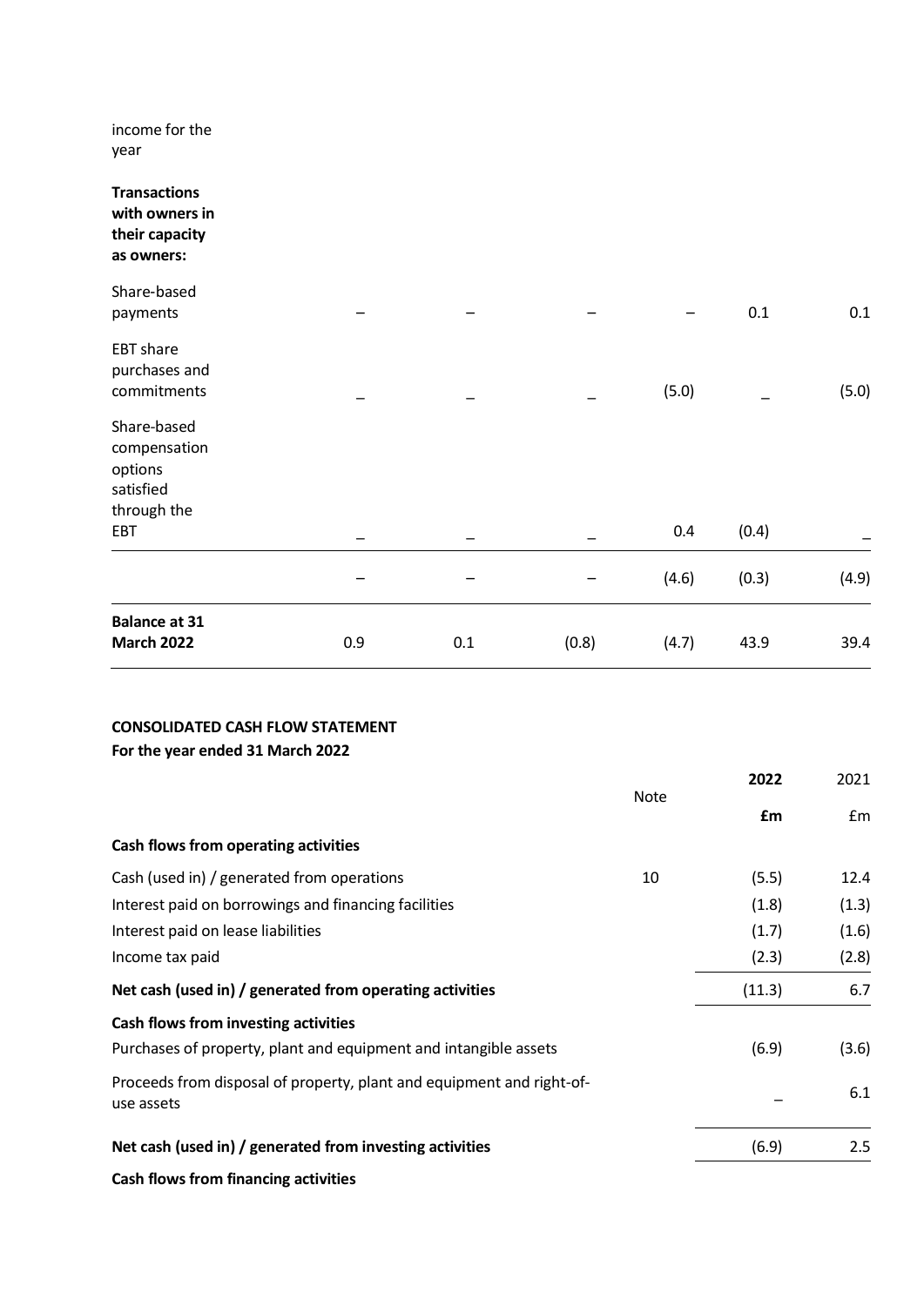| | | | | | | |
|---|---|---|---|---|---|---|
| income for the year | | | | | | |
| **Transactions with owners in their capacity as owners:** | | | | | | |
| Share-based payments | – | – | – | – | 0.1 | 0.1 |
| EBT share purchases and commitments | _ | _ | _ | (5.0) | _ | (5.0) |
| Share-based compensation options satisfied through the EBT | _ | _ | _ | 0.4 | (0.4) | _ |
| | – | – | – | (4.6) | (0.3) | (4.9) |
| **Balance at 31 March 2022** | 0.9 | 0.1 | (0.8) | (4.7) | 43.9 | 39.4 |

**CONSOLIDATED CASH FLOW STATEMENT**
**For the year ended 31 March 2022**

| | Note | **2022** | 2021 |
|---|---|---|---|
| | | **£m** | £m |
| **Cash flows from operating activities** | | | |
| Cash (used in) / generated from operations | 10 | (5.5) | 12.4 |
| Interest paid on borrowings and financing facilities | | (1.8) | (1.3) |
| Interest paid on lease liabilities | | (1.7) | (1.6) |
| Income tax paid | | (2.3) | (2.8) |
| **Net cash (used in) / generated from operating activities** | | (11.3) | 6.7 |
| **Cash flows from investing activities** | | | |
| Purchases of property, plant and equipment and intangible assets | | (6.9) | (3.6) |
| Proceeds from disposal of property, plant and equipment and right-of-use assets | | _ | 6.1 |
| **Net cash (used in) / generated from investing activities** | | (6.9) | 2.5 |
| **Cash flows from financing activities** | | | |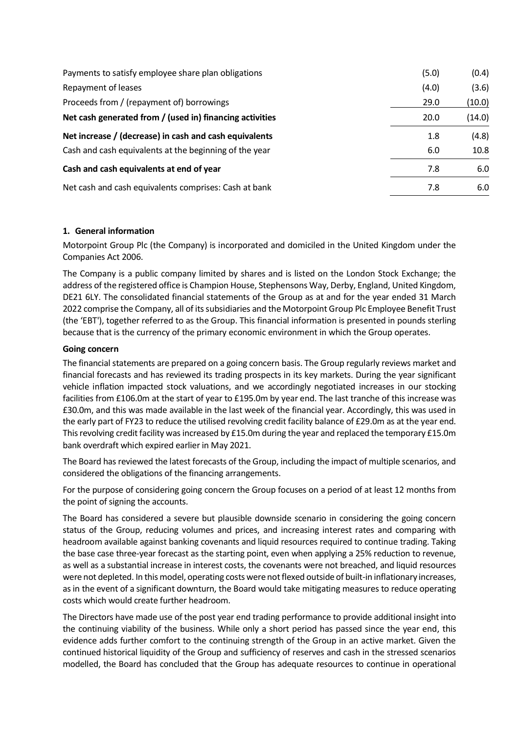| | | |
|---|---|---|
| Payments to satisfy employee share plan obligations | (5.0) | (0.4) |
| Repayment of leases | (4.0) | (3.6) |
| Proceeds from / (repayment of) borrowings | 29.0 | (10.0) |
| **Net cash generated from / (used in) financing activities** | 20.0 | (14.0) |
| **Net increase / (decrease) in cash and cash equivalents** | 1.8 | (4.8) |
| Cash and cash equivalents at the beginning of the year | 6.0 | 10.8 |
| **Cash and cash equivalents at end of year** | 7.8 | 6.0 |
| Net cash and cash equivalents comprises: Cash at bank | 7.8 | 6.0 |

### 1. General information

Motorpoint Group Plc (the Company) is incorporated and domiciled in the United Kingdom under the Companies Act 2006.

The Company is a public company limited by shares and is listed on the London Stock Exchange; the address of the registered office is Champion House, Stephensons Way, Derby, England, United Kingdom, DE21 6LY. The consolidated financial statements of the Group as at and for the year ended 31 March 2022 comprise the Company, all of its subsidiaries and the Motorpoint Group Plc Employee Benefit Trust (the 'EBT'), together referred to as the Group. This financial information is presented in pounds sterling because that is the currency of the primary economic environment in which the Group operates.

**Going concern**

The financial statements are prepared on a going concern basis. The Group regularly reviews market and financial forecasts and has reviewed its trading prospects in its key markets. During the year significant vehicle inflation impacted stock valuations, and we accordingly negotiated increases in our stocking facilities from £106.0m at the start of year to £195.0m by year end. The last tranche of this increase was £30.0m, and this was made available in the last week of the financial year. Accordingly, this was used in the early part of FY23 to reduce the utilised revolving credit facility balance of £29.0m as at the year end. This revolving credit facility was increased by £15.0m during the year and replaced the temporary £15.0m bank overdraft which expired earlier in May 2021.

The Board has reviewed the latest forecasts of the Group, including the impact of multiple scenarios, and considered the obligations of the financing arrangements.

For the purpose of considering going concern the Group focuses on a period of at least 12 months from the point of signing the accounts.

The Board has considered a severe but plausible downside scenario in considering the going concern status of the Group, reducing volumes and prices, and increasing interest rates and comparing with headroom available against banking covenants and liquid resources required to continue trading. Taking the base case three-year forecast as the starting point, even when applying a 25% reduction to revenue, as well as a substantial increase in interest costs, the covenants were not breached, and liquid resources were not depleted. In this model, operating costs were not flexed outside of built-in inflationary increases, as in the event of a significant downturn, the Board would take mitigating measures to reduce operating costs which would create further headroom.

The Directors have made use of the post year end trading performance to provide additional insight into the continuing viability of the business. While only a short period has passed since the year end, this evidence adds further comfort to the continuing strength of the Group in an active market. Given the continued historical liquidity of the Group and sufficiency of reserves and cash in the stressed scenarios modelled, the Board has concluded that the Group has adequate resources to continue in operational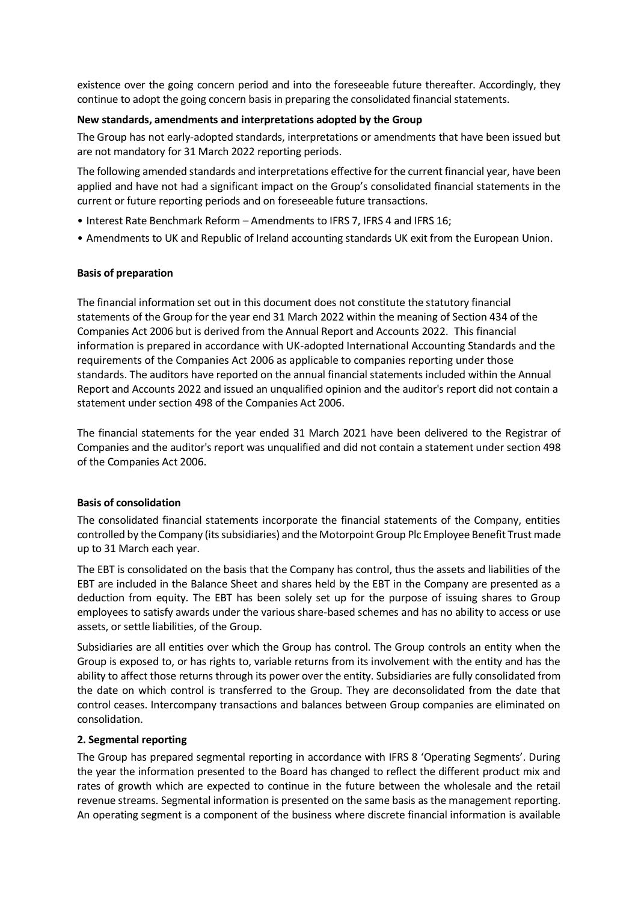existence over the going concern period and into the foreseeable future thereafter. Accordingly, they continue to adopt the going concern basis in preparing the consolidated financial statements.

**New standards, amendments and interpretations adopted by the Group**

The Group has not early-adopted standards, interpretations or amendments that have been issued but are not mandatory for 31 March 2022 reporting periods.

The following amended standards and interpretations effective for the current financial year, have been applied and have not had a significant impact on the Group's consolidated financial statements in the current or future reporting periods and on foreseeable future transactions.

- Interest Rate Benchmark Reform – Amendments to IFRS 7, IFRS 4 and IFRS 16;
- Amendments to UK and Republic of Ireland accounting standards UK exit from the European Union.

**Basis of preparation**

The financial information set out in this document does not constitute the statutory financial statements of the Group for the year end 31 March 2022 within the meaning of Section 434 of the Companies Act 2006 but is derived from the Annual Report and Accounts 2022. This financial information is prepared in accordance with UK-adopted International Accounting Standards and the requirements of the Companies Act 2006 as applicable to companies reporting under those standards. The auditors have reported on the annual financial statements included within the Annual Report and Accounts 2022 and issued an unqualified opinion and the auditor's report did not contain a statement under section 498 of the Companies Act 2006.

The financial statements for the year ended 31 March 2021 have been delivered to the Registrar of Companies and the auditor's report was unqualified and did not contain a statement under section 498 of the Companies Act 2006.

**Basis of consolidation**

The consolidated financial statements incorporate the financial statements of the Company, entities controlled by the Company (its subsidiaries) and the Motorpoint Group Plc Employee Benefit Trust made up to 31 March each year.

The EBT is consolidated on the basis that the Company has control, thus the assets and liabilities of the EBT are included in the Balance Sheet and shares held by the EBT in the Company are presented as a deduction from equity. The EBT has been solely set up for the purpose of issuing shares to Group employees to satisfy awards under the various share-based schemes and has no ability to access or use assets, or settle liabilities, of the Group.

Subsidiaries are all entities over which the Group has control. The Group controls an entity when the Group is exposed to, or has rights to, variable returns from its involvement with the entity and has the ability to affect those returns through its power over the entity. Subsidiaries are fully consolidated from the date on which control is transferred to the Group. They are deconsolidated from the date that control ceases. Intercompany transactions and balances between Group companies are eliminated on consolidation.

**2. Segmental reporting**

The Group has prepared segmental reporting in accordance with IFRS 8 'Operating Segments'. During the year the information presented to the Board has changed to reflect the different product mix and rates of growth which are expected to continue in the future between the wholesale and the retail revenue streams. Segmental information is presented on the same basis as the management reporting. An operating segment is a component of the business where discrete financial information is available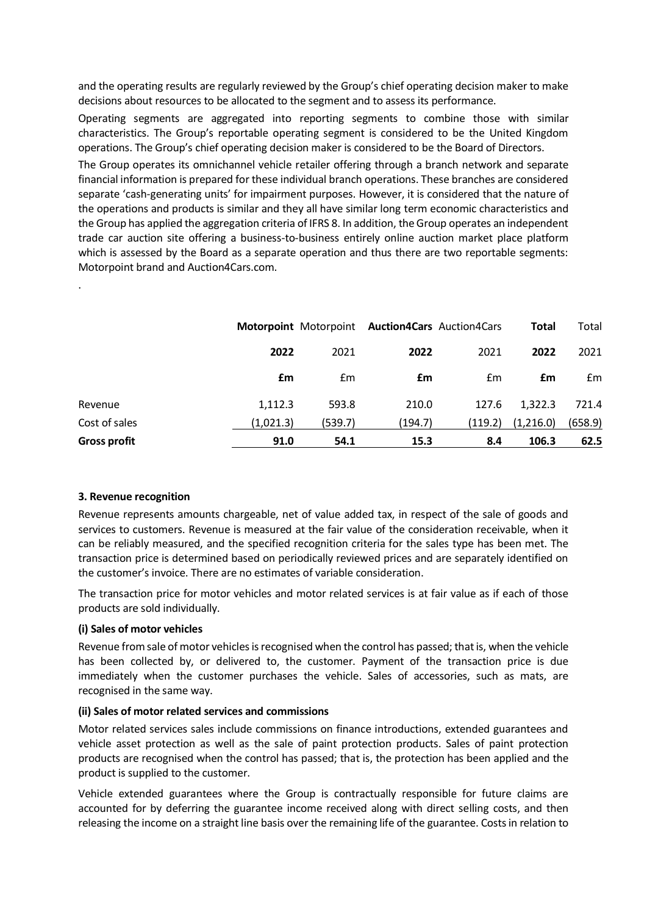and the operating results are regularly reviewed by the Group's chief operating decision maker to make decisions about resources to be allocated to the segment and to assess its performance.

Operating segments are aggregated into reporting segments to combine those with similar characteristics. The Group's reportable operating segment is considered to be the United Kingdom operations. The Group's chief operating decision maker is considered to be the Board of Directors.

The Group operates its omnichannel vehicle retailer offering through a branch network and separate financial information is prepared for these individual branch operations. These branches are considered separate 'cash-generating units' for impairment purposes. However, it is considered that the nature of the operations and products is similar and they all have similar long term economic characteristics and the Group has applied the aggregation criteria of IFRS 8. In addition, the Group operates an independent trade car auction site offering a business-to-business entirely online auction market place platform which is assessed by the Board as a separate operation and thus there are two reportable segments: Motorpoint brand and Auction4Cars.com.

.

| | **Motorpoint** | Motorpoint | **Auction4Cars** | Auction4Cars | **Total** | Total |
|---|---|---|---|---|---|---|
| | **2022** | 2021 | **2022** | 2021 | **2022** | 2021 |
| | **£m** | £m | **£m** | £m | **£m** | £m |
| Revenue | 1,112.3 | 593.8 | 210.0 | 127.6 | 1,322.3 | 721.4 |
| Cost of sales | (1,021.3) | (539.7) | (194.7) | (119.2) | (1,216.0) | (658.9) |
| **Gross profit** | **91.0** | **54.1** | **15.3** | **8.4** | **106.3** | **62.5** |

**3. Revenue recognition**

Revenue represents amounts chargeable, net of value added tax, in respect of the sale of goods and services to customers. Revenue is measured at the fair value of the consideration receivable, when it can be reliably measured, and the specified recognition criteria for the sales type has been met. The transaction price is determined based on periodically reviewed prices and are separately identified on the customer's invoice. There are no estimates of variable consideration.

The transaction price for motor vehicles and motor related services is at fair value as if each of those products are sold individually.

**(i) Sales of motor vehicles**

Revenue from sale of motor vehicles is recognised when the control has passed; that is, when the vehicle has been collected by, or delivered to, the customer. Payment of the transaction price is due immediately when the customer purchases the vehicle. Sales of accessories, such as mats, are recognised in the same way.

**(ii) Sales of motor related services and commissions**

Motor related services sales include commissions on finance introductions, extended guarantees and vehicle asset protection as well as the sale of paint protection products. Sales of paint protection products are recognised when the control has passed; that is, the protection has been applied and the product is supplied to the customer.

Vehicle extended guarantees where the Group is contractually responsible for future claims are accounted for by deferring the guarantee income received along with direct selling costs, and then releasing the income on a straight line basis over the remaining life of the guarantee. Costs in relation to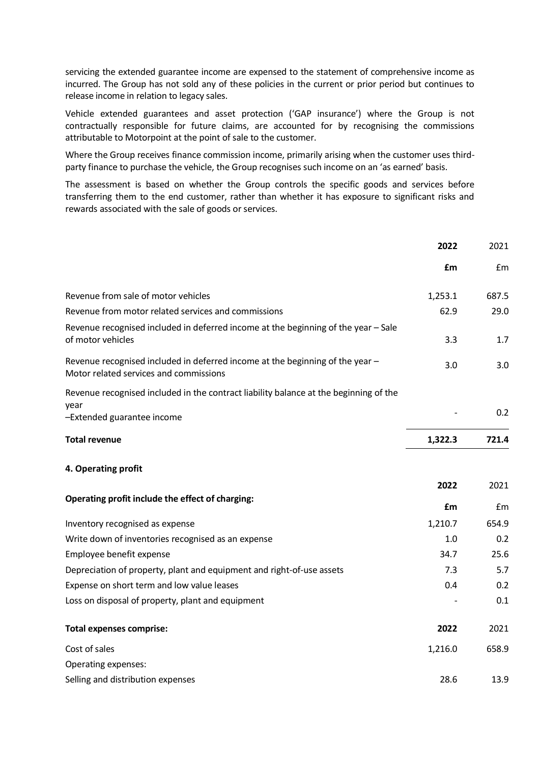servicing the extended guarantee income are expensed to the statement of comprehensive income as incurred. The Group has not sold any of these policies in the current or prior period but continues to release income in relation to legacy sales.

Vehicle extended guarantees and asset protection ('GAP insurance') where the Group is not contractually responsible for future claims, are accounted for by recognising the commissions attributable to Motorpoint at the point of sale to the customer.

Where the Group receives finance commission income, primarily arising when the customer uses third-party finance to purchase the vehicle, the Group recognises such income on an 'as earned' basis.

The assessment is based on whether the Group controls the specific goods and services before transferring them to the end customer, rather than whether it has exposure to significant risks and rewards associated with the sale of goods or services.

| | **2022** | 2021 |
|---|---|---|
| | **£m** | £m |
| Revenue from sale of motor vehicles | 1,253.1 | 687.5 |
| Revenue from motor related services and commissions | 62.9 | 29.0 |
| Revenue recognised included in deferred income at the beginning of the year – Sale of motor vehicles | 3.3 | 1.7 |
| Revenue recognised included in deferred income at the beginning of the year – Motor related services and commissions | 3.0 | 3.0 |
| Revenue recognised included in the contract liability balance at the beginning of the year –Extended guarantee income | - | 0.2 |
| **Total revenue** | **1,322.3** | **721.4** |

## 4. Operating profit

| **Operating profit include the effect of charging:** | **2022** | 2021 |
|---|---|---|
| | **£m** | £m |
| Inventory recognised as expense | 1,210.7 | 654.9 |
| Write down of inventories recognised as an expense | 1.0 | 0.2 |
| Employee benefit expense | 34.7 | 25.6 |
| Depreciation of property, plant and equipment and right-of-use assets | 7.3 | 5.7 |
| Expense on short term and low value leases | 0.4 | 0.2 |
| Loss on disposal of property, plant and equipment | - | 0.1 |

| **Total expenses comprise:** | **2022** | 2021 |
|---|---|---|
| Cost of sales | 1,216.0 | 658.9 |
| Operating expenses: | | |
| Selling and distribution expenses | 28.6 | 13.9 |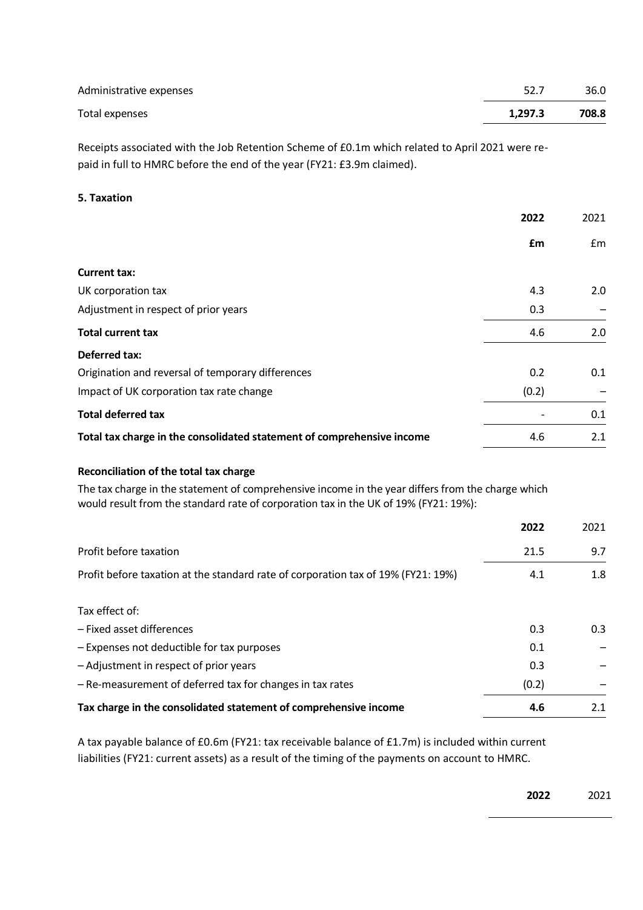| | | |
|---|---|---|
| Administrative expenses | 52.7 | 36.0 |
| Total expenses | **1,297.3** | **708.8** |

Receipts associated with the Job Retention Scheme of £0.1m which related to April 2021 were re-paid in full to HMRC before the end of the year (FY21: £3.9m claimed).

**5. Taxation**

| | **2022** | 2021 |
|---|---|---|
| | **£m** | £m |
| **Current tax:** | | |
| UK corporation tax | 4.3 | 2.0 |
| Adjustment in respect of prior years | 0.3 | – |
| **Total current tax** | 4.6 | 2.0 |
| **Deferred tax:** | | |
| Origination and reversal of temporary differences | 0.2 | 0.1 |
| Impact of UK corporation tax rate change | (0.2) | – |
| **Total deferred tax** | - | 0.1 |
| **Total tax charge in the consolidated statement of comprehensive income** | 4.6 | 2.1 |

**Reconciliation of the total tax charge**

The tax charge in the statement of comprehensive income in the year differs from the charge which would result from the standard rate of corporation tax in the UK of 19% (FY21: 19%):

| | **2022** | 2021 |
|---|---|---|
| Profit before taxation | 21.5 | 9.7 |
| Profit before taxation at the standard rate of corporation tax of 19% (FY21: 19%) | 4.1 | 1.8 |
| Tax effect of: | | |
| – Fixed asset differences | 0.3 | 0.3 |
| – Expenses not deductible for tax purposes | 0.1 | – |
| – Adjustment in respect of prior years | 0.3 | – |
| – Re-measurement of deferred tax for changes in tax rates | (0.2) | – |
| **Tax charge in the consolidated statement of comprehensive income** | **4.6** | 2.1 |

A tax payable balance of £0.6m (FY21: tax receivable balance of £1.7m) is included within current liabilities (FY21: current assets) as a result of the timing of the payments on account to HMRC.

| | **2022** | 2021 |
|---|---|---|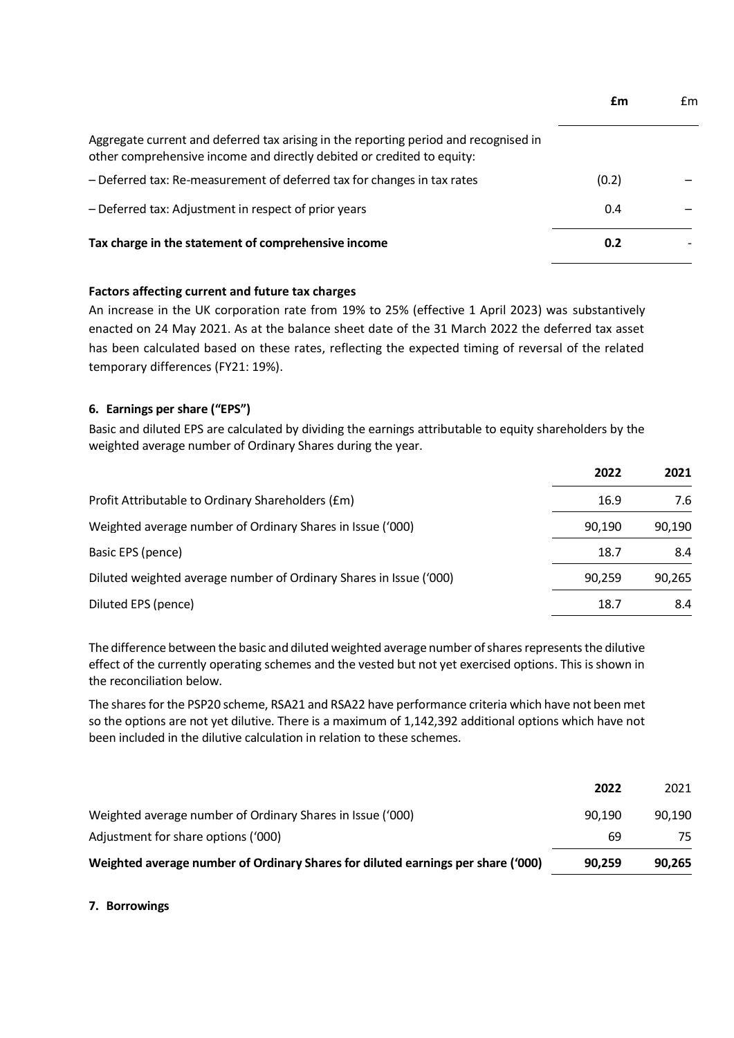| | £m | £m |
|---|---|---|
| Aggregate current and deferred tax arising in the reporting period and recognised in other comprehensive income and directly debited or credited to equity: | | |
| – Deferred tax: Re-measurement of deferred tax for changes in tax rates | (0.2) | – |
| – Deferred tax: Adjustment in respect of prior years | 0.4 | – |
| **Tax charge in the statement of comprehensive income** | **0.2** | - |

**Factors affecting current and future tax charges**

An increase in the UK corporation rate from 19% to 25% (effective 1 April 2023) was substantively enacted on 24 May 2021. As at the balance sheet date of the 31 March 2022 the deferred tax asset has been calculated based on these rates, reflecting the expected timing of reversal of the related temporary differences (FY21: 19%).

### 6. Earnings per share ("EPS")

Basic and diluted EPS are calculated by dividing the earnings attributable to equity shareholders by the weighted average number of Ordinary Shares during the year.

| | 2022 | 2021 |
|---|---|---|
| Profit Attributable to Ordinary Shareholders (£m) | 16.9 | 7.6 |
| Weighted average number of Ordinary Shares in Issue ('000) | 90,190 | 90,190 |
| Basic EPS (pence) | 18.7 | 8.4 |
| Diluted weighted average number of Ordinary Shares in Issue ('000) | 90,259 | 90,265 |
| Diluted EPS (pence) | 18.7 | 8.4 |

The difference between the basic and diluted weighted average number of shares represents the dilutive effect of the currently operating schemes and the vested but not yet exercised options. This is shown in the reconciliation below.

The shares for the PSP20 scheme, RSA21 and RSA22 have performance criteria which have not been met so the options are not yet dilutive. There is a maximum of 1,142,392 additional options which have not been included in the dilutive calculation in relation to these schemes.

| | 2022 | 2021 |
|---|---|---|
| Weighted average number of Ordinary Shares in Issue ('000) | 90,190 | 90,190 |
| Adjustment for share options ('000) | 69 | 75 |
| **Weighted average number of Ordinary Shares for diluted earnings per share ('000)** | **90,259** | **90,265** |

### 7. Borrowings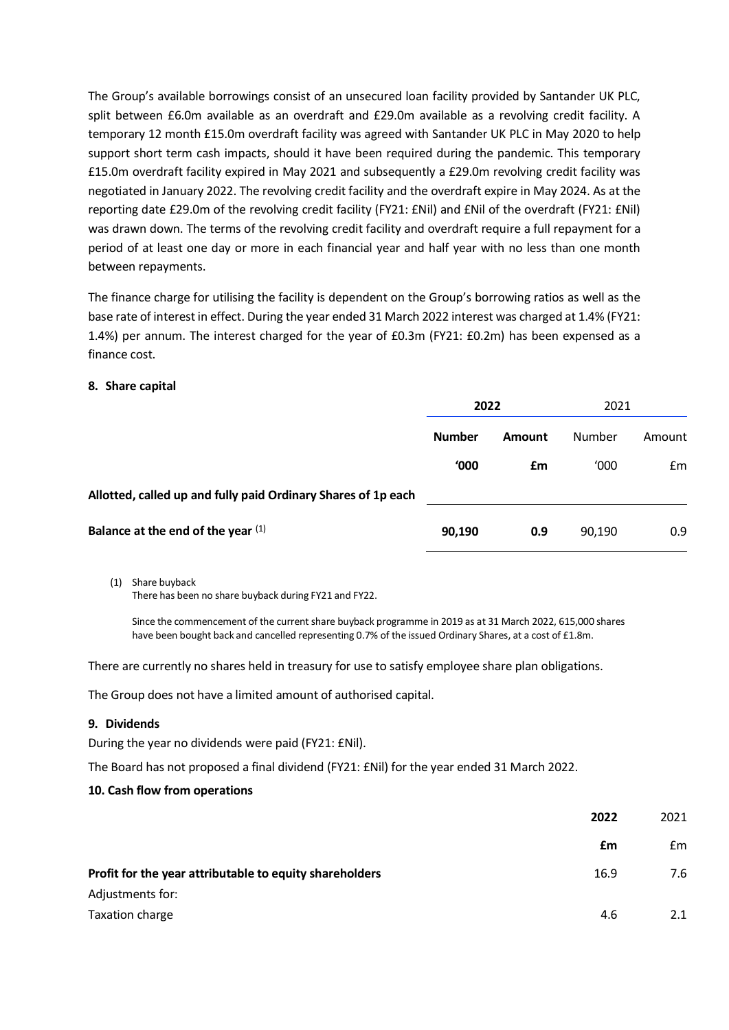The Group's available borrowings consist of an unsecured loan facility provided by Santander UK PLC, split between £6.0m available as an overdraft and £29.0m available as a revolving credit facility. A temporary 12 month £15.0m overdraft facility was agreed with Santander UK PLC in May 2020 to help support short term cash impacts, should it have been required during the pandemic. This temporary £15.0m overdraft facility expired in May 2021 and subsequently a £29.0m revolving credit facility was negotiated in January 2022. The revolving credit facility and the overdraft expire in May 2024. As at the reporting date £29.0m of the revolving credit facility (FY21: £Nil) and £Nil of the overdraft (FY21: £Nil) was drawn down. The terms of the revolving credit facility and overdraft require a full repayment for a period of at least one day or more in each financial year and half year with no less than one month between repayments.

The finance charge for utilising the facility is dependent on the Group's borrowing ratios as well as the base rate of interest in effect. During the year ended 31 March 2022 interest was charged at 1.4% (FY21: 1.4%) per annum. The interest charged for the year of £0.3m (FY21: £0.2m) has been expensed as a finance cost.

## 8. Share capital

| | **2022** | | 2021 | |
|---|---|---|---|---|
| | **Number** | **Amount** | Number | Amount |
| | **'000** | **£m** | '000 | £m |
| **Allotted, called up and fully paid Ordinary Shares of 1p each** | | | | |
| **Balance at the end of the year** (1) | **90,190** | **0.9** | 90,190 | 0.9 |

(1) Share buyback
There has been no share buyback during FY21 and FY22.

Since the commencement of the current share buyback programme in 2019 as at 31 March 2022, 615,000 shares have been bought back and cancelled representing 0.7% of the issued Ordinary Shares, at a cost of £1.8m.

There are currently no shares held in treasury for use to satisfy employee share plan obligations.

The Group does not have a limited amount of authorised capital.

## 9. Dividends

During the year no dividends were paid (FY21: £Nil).

The Board has not proposed a final dividend (FY21: £Nil) for the year ended 31 March 2022.

## 10. Cash flow from operations

| | **2022** | 2021 |
|---|---|---|
| | **£m** | £m |
| **Profit for the year attributable to equity shareholders** | 16.9 | 7.6 |
| Adjustments for: | | |
| Taxation charge | 4.6 | 2.1 |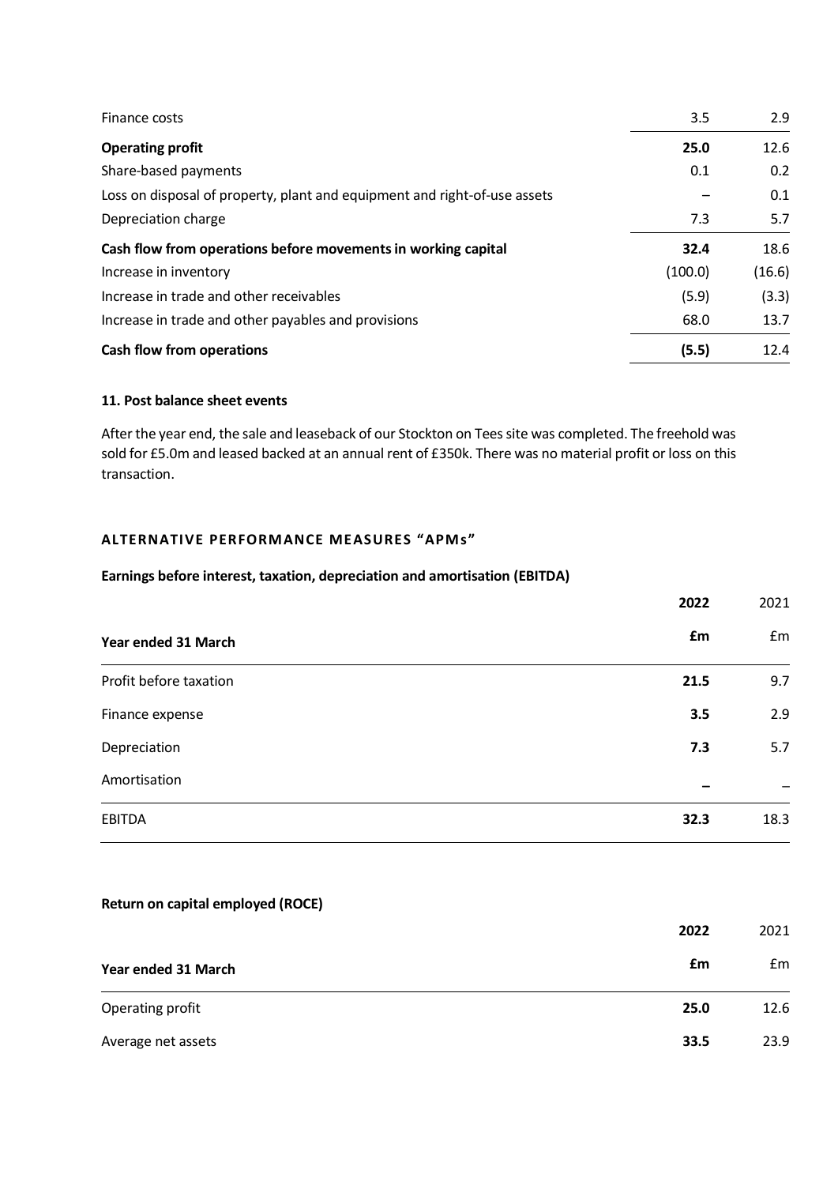| | | |
|---|---|---|
| Finance costs | 3.5 | 2.9 |
| **Operating profit** | **25.0** | 12.6 |
| Share-based payments | 0.1 | 0.2 |
| Loss on disposal of property, plant and equipment and right-of-use assets | – | 0.1 |
| Depreciation charge | 7.3 | 5.7 |
| **Cash flow from operations before movements in working capital** | **32.4** | 18.6 |
| Increase in inventory | (100.0) | (16.6) |
| Increase in trade and other receivables | (5.9) | (3.3) |
| Increase in trade and other payables and provisions | 68.0 | 13.7 |
| **Cash flow from operations** | **(5.5)** | 12.4 |

**11. Post balance sheet events**

After the year end, the sale and leaseback of our Stockton on Tees site was completed. The freehold was sold for £5.0m and leased backed at an annual rent of £350k. There was no material profit or loss on this transaction.

## ALTERNATIVE PERFORMANCE MEASURES "APMs"

**Earnings before interest, taxation, depreciation and amortisation (EBITDA)**

| Year ended 31 March | **2022** **£m** | 2021 £m |
|---|---|---|
| Profit before taxation | **21.5** | 9.7 |
| Finance expense | **3.5** | 2.9 |
| Depreciation | **7.3** | 5.7 |
| Amortisation | **–** | – |
| EBITDA | **32.3** | 18.3 |

**Return on capital employed (ROCE)**

| Year ended 31 March | **2022** **£m** | 2021 £m |
|---|---|---|
| Operating profit | **25.0** | 12.6 |
| Average net assets | **33.5** | 23.9 |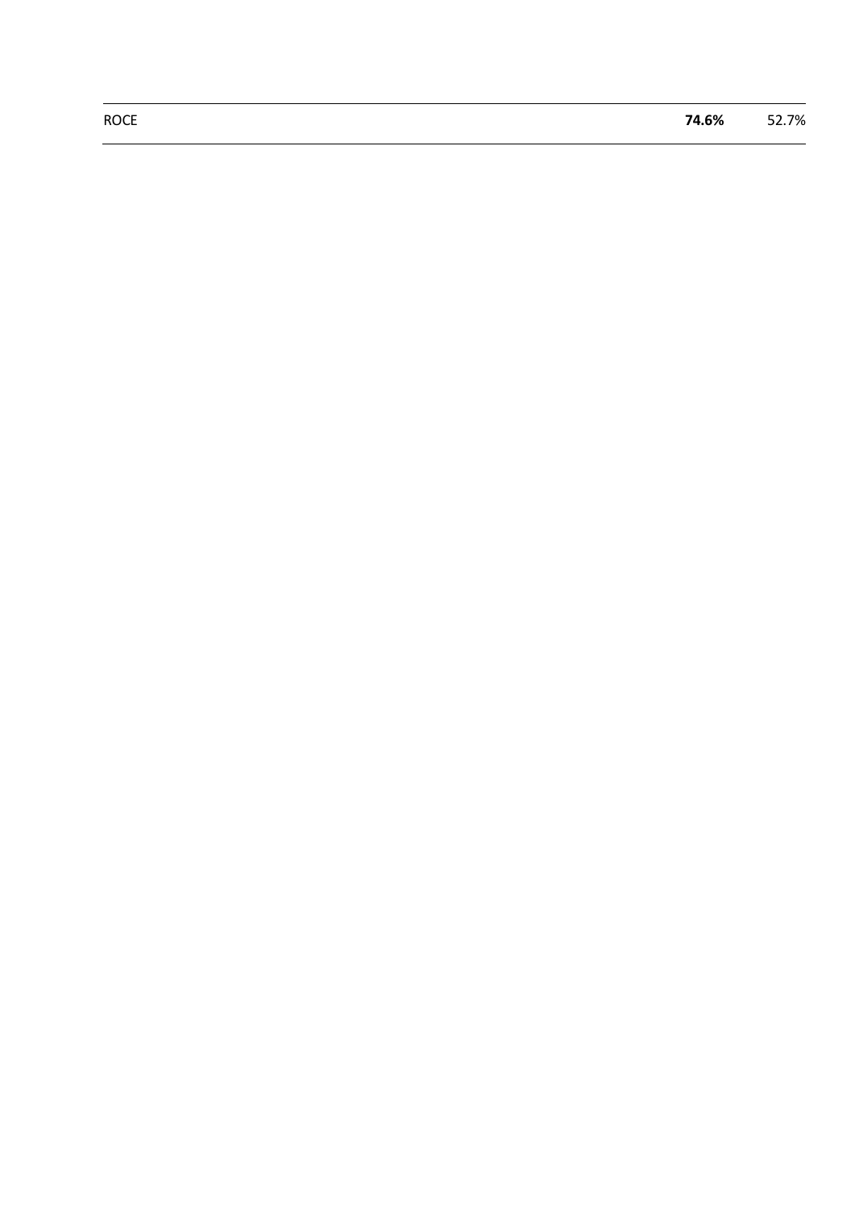| | | |
|---|---|---|
| ROCE | **74.6%** | 52.7% |